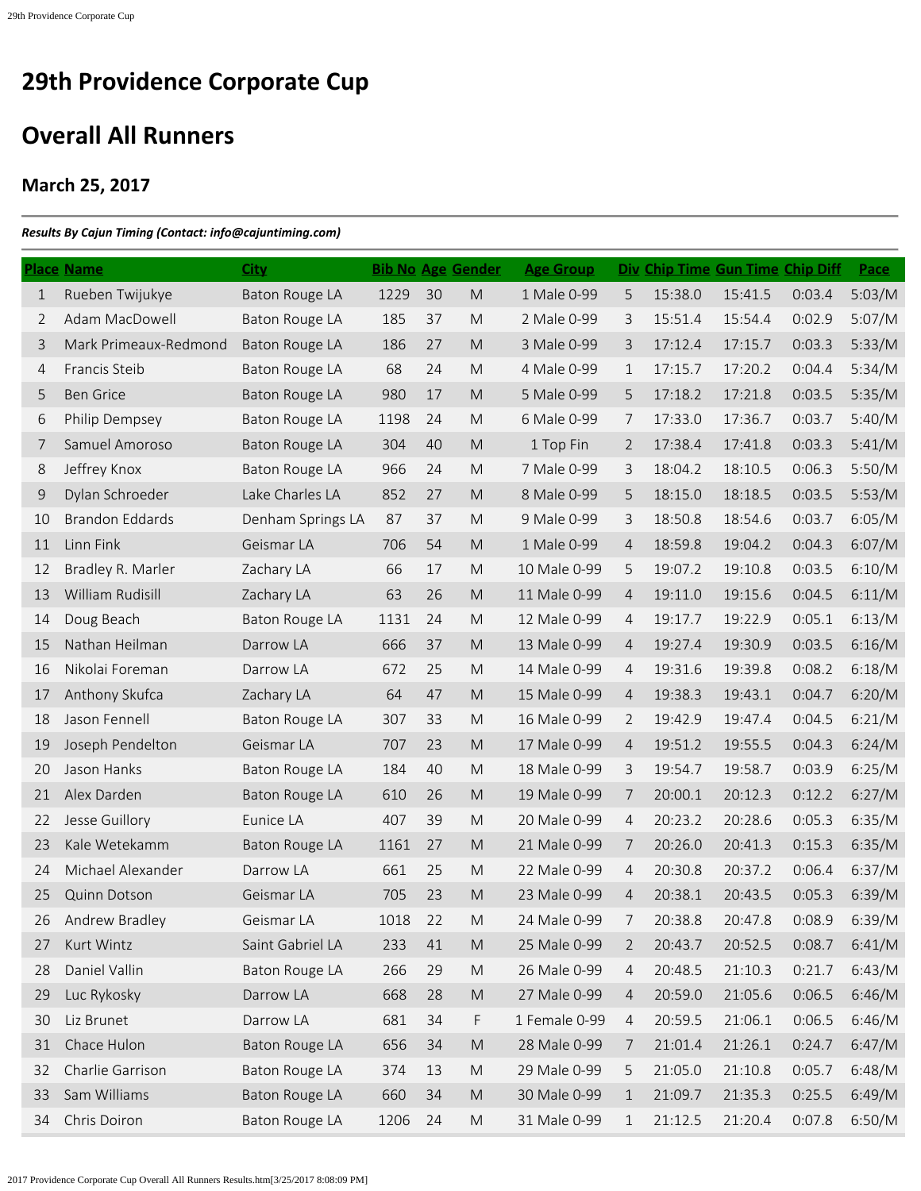# 29th Providence Corporate Cup

# Overall All Runners

### March 25, 2017

***Results By Cajun Timing (Contact: info@cajuntiming.com)***

| Place | Name | City | Bib No | Age | Gender | Age Group | Div | Chip Time | Gun Time | Chip Diff | Pace |
|---|---|---|---|---|---|---|---|---|---|---|---|
| 1 | Rueben Twijukye | Baton Rouge LA | 1229 | 30 | M | 1 Male 0-99 | 5 | 15:38.0 | 15:41.5 | 0:03.4 | 5:03/M |
| 2 | Adam MacDowell | Baton Rouge LA | 185 | 37 | M | 2 Male 0-99 | 3 | 15:51.4 | 15:54.4 | 0:02.9 | 5:07/M |
| 3 | Mark Primeaux-Redmond | Baton Rouge LA | 186 | 27 | M | 3 Male 0-99 | 3 | 17:12.4 | 17:15.7 | 0:03.3 | 5:33/M |
| 4 | Francis Steib | Baton Rouge LA | 68 | 24 | M | 4 Male 0-99 | 1 | 17:15.7 | 17:20.2 | 0:04.4 | 5:34/M |
| 5 | Ben Grice | Baton Rouge LA | 980 | 17 | M | 5 Male 0-99 | 5 | 17:18.2 | 17:21.8 | 0:03.5 | 5:35/M |
| 6 | Philip Dempsey | Baton Rouge LA | 1198 | 24 | M | 6 Male 0-99 | 7 | 17:33.0 | 17:36.7 | 0:03.7 | 5:40/M |
| 7 | Samuel Amoroso | Baton Rouge LA | 304 | 40 | M | 1 Top Fin | 2 | 17:38.4 | 17:41.8 | 0:03.3 | 5:41/M |
| 8 | Jeffrey Knox | Baton Rouge LA | 966 | 24 | M | 7 Male 0-99 | 3 | 18:04.2 | 18:10.5 | 0:06.3 | 5:50/M |
| 9 | Dylan Schroeder | Lake Charles LA | 852 | 27 | M | 8 Male 0-99 | 5 | 18:15.0 | 18:18.5 | 0:03.5 | 5:53/M |
| 10 | Brandon Eddards | Denham Springs LA | 87 | 37 | M | 9 Male 0-99 | 3 | 18:50.8 | 18:54.6 | 0:03.7 | 6:05/M |
| 11 | Linn Fink | Geismar LA | 706 | 54 | M | 1 Male 0-99 | 4 | 18:59.8 | 19:04.2 | 0:04.3 | 6:07/M |
| 12 | Bradley R. Marler | Zachary LA | 66 | 17 | M | 10 Male 0-99 | 5 | 19:07.2 | 19:10.8 | 0:03.5 | 6:10/M |
| 13 | William Rudisill | Zachary LA | 63 | 26 | M | 11 Male 0-99 | 4 | 19:11.0 | 19:15.6 | 0:04.5 | 6:11/M |
| 14 | Doug Beach | Baton Rouge LA | 1131 | 24 | M | 12 Male 0-99 | 4 | 19:17.7 | 19:22.9 | 0:05.1 | 6:13/M |
| 15 | Nathan Heilman | Darrow LA | 666 | 37 | M | 13 Male 0-99 | 4 | 19:27.4 | 19:30.9 | 0:03.5 | 6:16/M |
| 16 | Nikolai Foreman | Darrow LA | 672 | 25 | M | 14 Male 0-99 | 4 | 19:31.6 | 19:39.8 | 0:08.2 | 6:18/M |
| 17 | Anthony Skufca | Zachary LA | 64 | 47 | M | 15 Male 0-99 | 4 | 19:38.3 | 19:43.1 | 0:04.7 | 6:20/M |
| 18 | Jason Fennell | Baton Rouge LA | 307 | 33 | M | 16 Male 0-99 | 2 | 19:42.9 | 19:47.4 | 0:04.5 | 6:21/M |
| 19 | Joseph Pendelton | Geismar LA | 707 | 23 | M | 17 Male 0-99 | 4 | 19:51.2 | 19:55.5 | 0:04.3 | 6:24/M |
| 20 | Jason Hanks | Baton Rouge LA | 184 | 40 | M | 18 Male 0-99 | 3 | 19:54.7 | 19:58.7 | 0:03.9 | 6:25/M |
| 21 | Alex Darden | Baton Rouge LA | 610 | 26 | M | 19 Male 0-99 | 7 | 20:00.1 | 20:12.3 | 0:12.2 | 6:27/M |
| 22 | Jesse Guillory | Eunice LA | 407 | 39 | M | 20 Male 0-99 | 4 | 20:23.2 | 20:28.6 | 0:05.3 | 6:35/M |
| 23 | Kale Wetekamm | Baton Rouge LA | 1161 | 27 | M | 21 Male 0-99 | 7 | 20:26.0 | 20:41.3 | 0:15.3 | 6:35/M |
| 24 | Michael Alexander | Darrow LA | 661 | 25 | M | 22 Male 0-99 | 4 | 20:30.8 | 20:37.2 | 0:06.4 | 6:37/M |
| 25 | Quinn Dotson | Geismar LA | 705 | 23 | M | 23 Male 0-99 | 4 | 20:38.1 | 20:43.5 | 0:05.3 | 6:39/M |
| 26 | Andrew Bradley | Geismar LA | 1018 | 22 | M | 24 Male 0-99 | 7 | 20:38.8 | 20:47.8 | 0:08.9 | 6:39/M |
| 27 | Kurt Wintz | Saint Gabriel LA | 233 | 41 | M | 25 Male 0-99 | 2 | 20:43.7 | 20:52.5 | 0:08.7 | 6:41/M |
| 28 | Daniel Vallin | Baton Rouge LA | 266 | 29 | M | 26 Male 0-99 | 4 | 20:48.5 | 21:10.3 | 0:21.7 | 6:43/M |
| 29 | Luc Rykosky | Darrow LA | 668 | 28 | M | 27 Male 0-99 | 4 | 20:59.0 | 21:05.6 | 0:06.5 | 6:46/M |
| 30 | Liz Brunet | Darrow LA | 681 | 34 | F | 1 Female 0-99 | 4 | 20:59.5 | 21:06.1 | 0:06.5 | 6:46/M |
| 31 | Chace Hulon | Baton Rouge LA | 656 | 34 | M | 28 Male 0-99 | 7 | 21:01.4 | 21:26.1 | 0:24.7 | 6:47/M |
| 32 | Charlie Garrison | Baton Rouge LA | 374 | 13 | M | 29 Male 0-99 | 5 | 21:05.0 | 21:10.8 | 0:05.7 | 6:48/M |
| 33 | Sam Williams | Baton Rouge LA | 660 | 34 | M | 30 Male 0-99 | 1 | 21:09.7 | 21:35.3 | 0:25.5 | 6:49/M |
| 34 | Chris Doiron | Baton Rouge LA | 1206 | 24 | M | 31 Male 0-99 | 1 | 21:12.5 | 21:20.4 | 0:07.8 | 6:50/M |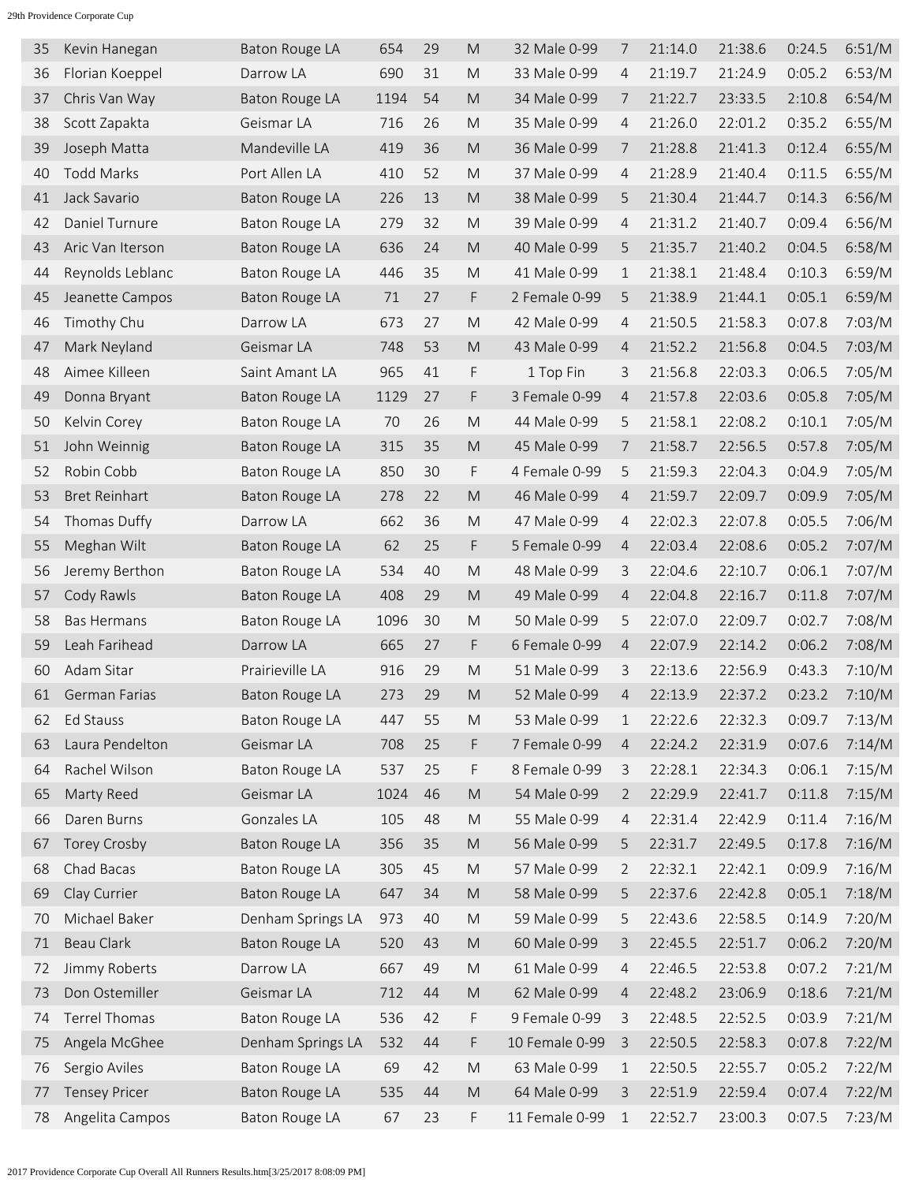| 35 | Kevin Hanegan | Baton Rouge LA | 654 | 29 | M | 32 Male 0-99 | 7 | 21:14.0 | 21:38.6 | 0:24.5 | 6:51/M |
|---|---|---|---|---|---|---|---|---|---|---|---|
| 36 | Florian Koeppel | Darrow LA | 690 | 31 | M | 33 Male 0-99 | 4 | 21:19.7 | 21:24.9 | 0:05.2 | 6:53/M |
| 37 | Chris Van Way | Baton Rouge LA | 1194 | 54 | M | 34 Male 0-99 | 7 | 21:22.7 | 23:33.5 | 2:10.8 | 6:54/M |
| 38 | Scott Zapakta | Geismar LA | 716 | 26 | M | 35 Male 0-99 | 4 | 21:26.0 | 22:01.2 | 0:35.2 | 6:55/M |
| 39 | Joseph Matta | Mandeville LA | 419 | 36 | M | 36 Male 0-99 | 7 | 21:28.8 | 21:41.3 | 0:12.4 | 6:55/M |
| 40 | Todd Marks | Port Allen LA | 410 | 52 | M | 37 Male 0-99 | 4 | 21:28.9 | 21:40.4 | 0:11.5 | 6:55/M |
| 41 | Jack Savario | Baton Rouge LA | 226 | 13 | M | 38 Male 0-99 | 5 | 21:30.4 | 21:44.7 | 0:14.3 | 6:56/M |
| 42 | Daniel Turnure | Baton Rouge LA | 279 | 32 | M | 39 Male 0-99 | 4 | 21:31.2 | 21:40.7 | 0:09.4 | 6:56/M |
| 43 | Aric Van Iterson | Baton Rouge LA | 636 | 24 | M | 40 Male 0-99 | 5 | 21:35.7 | 21:40.2 | 0:04.5 | 6:58/M |
| 44 | Reynolds Leblanc | Baton Rouge LA | 446 | 35 | M | 41 Male 0-99 | 1 | 21:38.1 | 21:48.4 | 0:10.3 | 6:59/M |
| 45 | Jeanette Campos | Baton Rouge LA | 71 | 27 | F | 2 Female 0-99 | 5 | 21:38.9 | 21:44.1 | 0:05.1 | 6:59/M |
| 46 | Timothy Chu | Darrow LA | 673 | 27 | M | 42 Male 0-99 | 4 | 21:50.5 | 21:58.3 | 0:07.8 | 7:03/M |
| 47 | Mark Neyland | Geismar LA | 748 | 53 | M | 43 Male 0-99 | 4 | 21:52.2 | 21:56.8 | 0:04.5 | 7:03/M |
| 48 | Aimee Killeen | Saint Amant LA | 965 | 41 | F | 1 Top Fin | 3 | 21:56.8 | 22:03.3 | 0:06.5 | 7:05/M |
| 49 | Donna Bryant | Baton Rouge LA | 1129 | 27 | F | 3 Female 0-99 | 4 | 21:57.8 | 22:03.6 | 0:05.8 | 7:05/M |
| 50 | Kelvin Corey | Baton Rouge LA | 70 | 26 | M | 44 Male 0-99 | 5 | 21:58.1 | 22:08.2 | 0:10.1 | 7:05/M |
| 51 | John Weinnig | Baton Rouge LA | 315 | 35 | M | 45 Male 0-99 | 7 | 21:58.7 | 22:56.5 | 0:57.8 | 7:05/M |
| 52 | Robin Cobb | Baton Rouge LA | 850 | 30 | F | 4 Female 0-99 | 5 | 21:59.3 | 22:04.3 | 0:04.9 | 7:05/M |
| 53 | Bret Reinhart | Baton Rouge LA | 278 | 22 | M | 46 Male 0-99 | 4 | 21:59.7 | 22:09.7 | 0:09.9 | 7:05/M |
| 54 | Thomas Duffy | Darrow LA | 662 | 36 | M | 47 Male 0-99 | 4 | 22:02.3 | 22:07.8 | 0:05.5 | 7:06/M |
| 55 | Meghan Wilt | Baton Rouge LA | 62 | 25 | F | 5 Female 0-99 | 4 | 22:03.4 | 22:08.6 | 0:05.2 | 7:07/M |
| 56 | Jeremy Berthon | Baton Rouge LA | 534 | 40 | M | 48 Male 0-99 | 3 | 22:04.6 | 22:10.7 | 0:06.1 | 7:07/M |
| 57 | Cody Rawls | Baton Rouge LA | 408 | 29 | M | 49 Male 0-99 | 4 | 22:04.8 | 22:16.7 | 0:11.8 | 7:07/M |
| 58 | Bas Hermans | Baton Rouge LA | 1096 | 30 | M | 50 Male 0-99 | 5 | 22:07.0 | 22:09.7 | 0:02.7 | 7:08/M |
| 59 | Leah Farihead | Darrow LA | 665 | 27 | F | 6 Female 0-99 | 4 | 22:07.9 | 22:14.2 | 0:06.2 | 7:08/M |
| 60 | Adam Sitar | Prairieville LA | 916 | 29 | M | 51 Male 0-99 | 3 | 22:13.6 | 22:56.9 | 0:43.3 | 7:10/M |
| 61 | German Farias | Baton Rouge LA | 273 | 29 | M | 52 Male 0-99 | 4 | 22:13.9 | 22:37.2 | 0:23.2 | 7:10/M |
| 62 | Ed Stauss | Baton Rouge LA | 447 | 55 | M | 53 Male 0-99 | 1 | 22:22.6 | 22:32.3 | 0:09.7 | 7:13/M |
| 63 | Laura Pendelton | Geismar LA | 708 | 25 | F | 7 Female 0-99 | 4 | 22:24.2 | 22:31.9 | 0:07.6 | 7:14/M |
| 64 | Rachel Wilson | Baton Rouge LA | 537 | 25 | F | 8 Female 0-99 | 3 | 22:28.1 | 22:34.3 | 0:06.1 | 7:15/M |
| 65 | Marty Reed | Geismar LA | 1024 | 46 | M | 54 Male 0-99 | 2 | 22:29.9 | 22:41.7 | 0:11.8 | 7:15/M |
| 66 | Daren Burns | Gonzales LA | 105 | 48 | M | 55 Male 0-99 | 4 | 22:31.4 | 22:42.9 | 0:11.4 | 7:16/M |
| 67 | Torey Crosby | Baton Rouge LA | 356 | 35 | M | 56 Male 0-99 | 5 | 22:31.7 | 22:49.5 | 0:17.8 | 7:16/M |
| 68 | Chad Bacas | Baton Rouge LA | 305 | 45 | M | 57 Male 0-99 | 2 | 22:32.1 | 22:42.1 | 0:09.9 | 7:16/M |
| 69 | Clay Currier | Baton Rouge LA | 647 | 34 | M | 58 Male 0-99 | 5 | 22:37.6 | 22:42.8 | 0:05.1 | 7:18/M |
| 70 | Michael Baker | Denham Springs LA | 973 | 40 | M | 59 Male 0-99 | 5 | 22:43.6 | 22:58.5 | 0:14.9 | 7:20/M |
| 71 | Beau Clark | Baton Rouge LA | 520 | 43 | M | 60 Male 0-99 | 3 | 22:45.5 | 22:51.7 | 0:06.2 | 7:20/M |
| 72 | Jimmy Roberts | Darrow LA | 667 | 49 | M | 61 Male 0-99 | 4 | 22:46.5 | 22:53.8 | 0:07.2 | 7:21/M |
| 73 | Don Ostemiller | Geismar LA | 712 | 44 | M | 62 Male 0-99 | 4 | 22:48.2 | 23:06.9 | 0:18.6 | 7:21/M |
| 74 | Terrel Thomas | Baton Rouge LA | 536 | 42 | F | 9 Female 0-99 | 3 | 22:48.5 | 22:52.5 | 0:03.9 | 7:21/M |
| 75 | Angela McGhee | Denham Springs LA | 532 | 44 | F | 10 Female 0-99 | 3 | 22:50.5 | 22:58.3 | 0:07.8 | 7:22/M |
| 76 | Sergio Aviles | Baton Rouge LA | 69 | 42 | M | 63 Male 0-99 | 1 | 22:50.5 | 22:55.7 | 0:05.2 | 7:22/M |
| 77 | Tensey Pricer | Baton Rouge LA | 535 | 44 | M | 64 Male 0-99 | 3 | 22:51.9 | 22:59.4 | 0:07.4 | 7:22/M |
| 78 | Angelita Campos | Baton Rouge LA | 67 | 23 | F | 11 Female 0-99 | 1 | 22:52.7 | 23:00.3 | 0:07.5 | 7:23/M |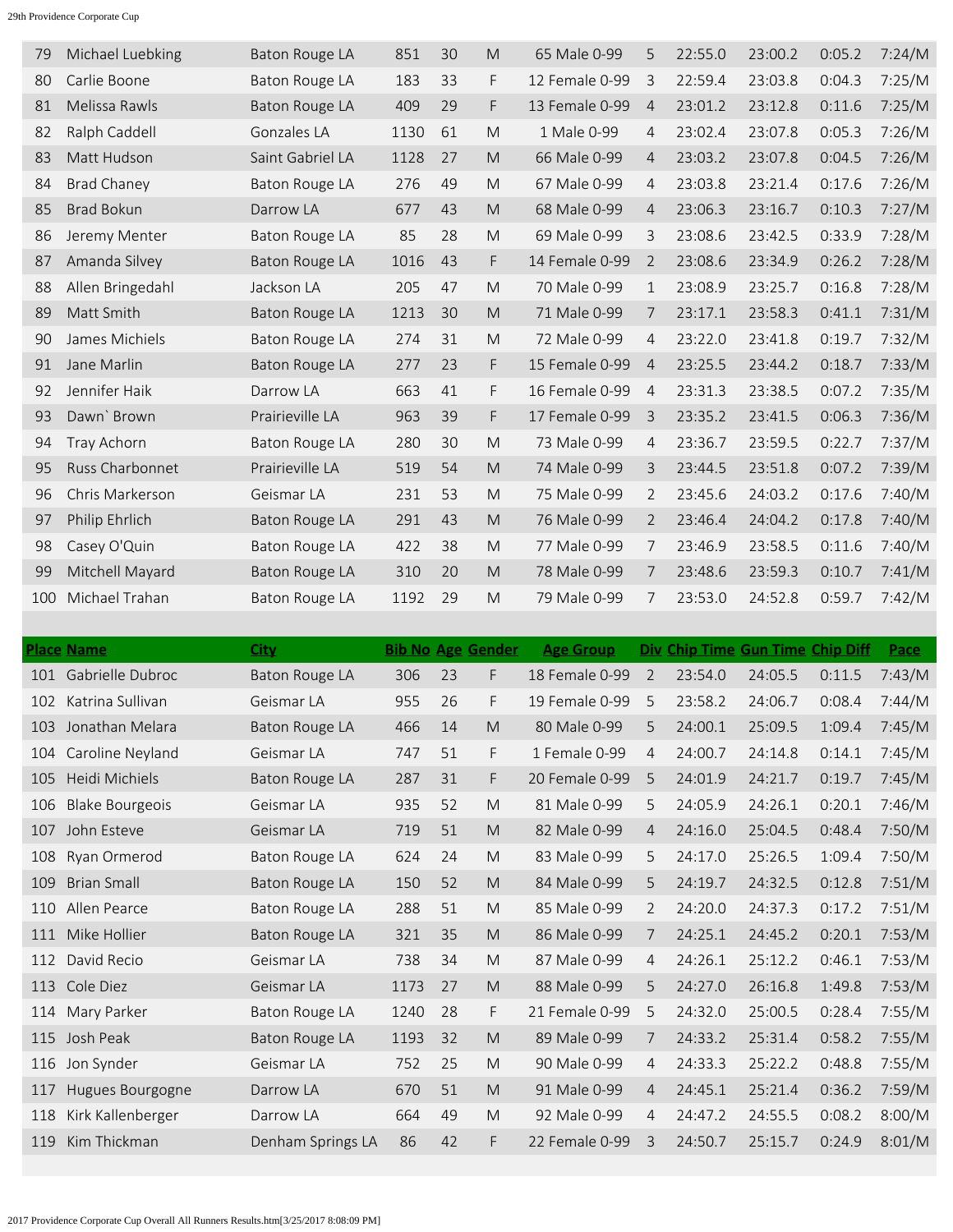| Place | Name | City | Bib No | Age | Gender | Age Group | Div | Chip Time | Gun Time | Chip Diff | Pace |
|---|---|---|---|---|---|---|---|---|---|---|---|
| 79 | Michael Luebking | Baton Rouge LA | 851 | 30 | M | 65 Male 0-99 | 5 | 22:55.0 | 23:00.2 | 0:05.2 | 7:24/M |
| 80 | Carlie Boone | Baton Rouge LA | 183 | 33 | F | 12 Female 0-99 | 3 | 22:59.4 | 23:03.8 | 0:04.3 | 7:25/M |
| 81 | Melissa Rawls | Baton Rouge LA | 409 | 29 | F | 13 Female 0-99 | 4 | 23:01.2 | 23:12.8 | 0:11.6 | 7:25/M |
| 82 | Ralph Caddell | Gonzales LA | 1130 | 61 | M | 1 Male 0-99 | 4 | 23:02.4 | 23:07.8 | 0:05.3 | 7:26/M |
| 83 | Matt Hudson | Saint Gabriel LA | 1128 | 27 | M | 66 Male 0-99 | 4 | 23:03.2 | 23:07.8 | 0:04.5 | 7:26/M |
| 84 | Brad Chaney | Baton Rouge LA | 276 | 49 | M | 67 Male 0-99 | 4 | 23:03.8 | 23:21.4 | 0:17.6 | 7:26/M |
| 85 | Brad Bokun | Darrow LA | 677 | 43 | M | 68 Male 0-99 | 4 | 23:06.3 | 23:16.7 | 0:10.3 | 7:27/M |
| 86 | Jeremy Menter | Baton Rouge LA | 85 | 28 | M | 69 Male 0-99 | 3 | 23:08.6 | 23:42.5 | 0:33.9 | 7:28/M |
| 87 | Amanda Silvey | Baton Rouge LA | 1016 | 43 | F | 14 Female 0-99 | 2 | 23:08.6 | 23:34.9 | 0:26.2 | 7:28/M |
| 88 | Allen Bringedahl | Jackson LA | 205 | 47 | M | 70 Male 0-99 | 1 | 23:08.9 | 23:25.7 | 0:16.8 | 7:28/M |
| 89 | Matt Smith | Baton Rouge LA | 1213 | 30 | M | 71 Male 0-99 | 7 | 23:17.1 | 23:58.3 | 0:41.1 | 7:31/M |
| 90 | James Michiels | Baton Rouge LA | 274 | 31 | M | 72 Male 0-99 | 4 | 23:22.0 | 23:41.8 | 0:19.7 | 7:32/M |
| 91 | Jane Marlin | Baton Rouge LA | 277 | 23 | F | 15 Female 0-99 | 4 | 23:25.5 | 23:44.2 | 0:18.7 | 7:33/M |
| 92 | Jennifer Haik | Darrow LA | 663 | 41 | F | 16 Female 0-99 | 4 | 23:31.3 | 23:38.5 | 0:07.2 | 7:35/M |
| 93 | Dawn` Brown | Prairieville LA | 963 | 39 | F | 17 Female 0-99 | 3 | 23:35.2 | 23:41.5 | 0:06.3 | 7:36/M |
| 94 | Tray Achorn | Baton Rouge LA | 280 | 30 | M | 73 Male 0-99 | 4 | 23:36.7 | 23:59.5 | 0:22.7 | 7:37/M |
| 95 | Russ Charbonnet | Prairieville LA | 519 | 54 | M | 74 Male 0-99 | 3 | 23:44.5 | 23:51.8 | 0:07.2 | 7:39/M |
| 96 | Chris Markerson | Geismar LA | 231 | 53 | M | 75 Male 0-99 | 2 | 23:45.6 | 24:03.2 | 0:17.6 | 7:40/M |
| 97 | Philip Ehrlich | Baton Rouge LA | 291 | 43 | M | 76 Male 0-99 | 2 | 23:46.4 | 24:04.2 | 0:17.8 | 7:40/M |
| 98 | Casey O'Quin | Baton Rouge LA | 422 | 38 | M | 77 Male 0-99 | 7 | 23:46.9 | 23:58.5 | 0:11.6 | 7:40/M |
| 99 | Mitchell Mayard | Baton Rouge LA | 310 | 20 | M | 78 Male 0-99 | 7 | 23:48.6 | 23:59.3 | 0:10.7 | 7:41/M |
| 100 | Michael Trahan | Baton Rouge LA | 1192 | 29 | M | 79 Male 0-99 | 7 | 23:53.0 | 24:52.8 | 0:59.7 | 7:42/M |

| Place | Name | City | Bib No | Age | Gender | Age Group | Div | Chip Time | Gun Time | Chip Diff | Pace |
|---|---|---|---|---|---|---|---|---|---|---|---|
| 101 | Gabrielle Dubroc | Baton Rouge LA | 306 | 23 | F | 18 Female 0-99 | 2 | 23:54.0 | 24:05.5 | 0:11.5 | 7:43/M |
| 102 | Katrina Sullivan | Geismar LA | 955 | 26 | F | 19 Female 0-99 | 5 | 23:58.2 | 24:06.7 | 0:08.4 | 7:44/M |
| 103 | Jonathan Melara | Baton Rouge LA | 466 | 14 | M | 80 Male 0-99 | 5 | 24:00.1 | 25:09.5 | 1:09.4 | 7:45/M |
| 104 | Caroline Neyland | Geismar LA | 747 | 51 | F | 1 Female 0-99 | 4 | 24:00.7 | 24:14.8 | 0:14.1 | 7:45/M |
| 105 | Heidi Michiels | Baton Rouge LA | 287 | 31 | F | 20 Female 0-99 | 5 | 24:01.9 | 24:21.7 | 0:19.7 | 7:45/M |
| 106 | Blake Bourgeois | Geismar LA | 935 | 52 | M | 81 Male 0-99 | 5 | 24:05.9 | 24:26.1 | 0:20.1 | 7:46/M |
| 107 | John Esteve | Geismar LA | 719 | 51 | M | 82 Male 0-99 | 4 | 24:16.0 | 25:04.5 | 0:48.4 | 7:50/M |
| 108 | Ryan Ormerod | Baton Rouge LA | 624 | 24 | M | 83 Male 0-99 | 5 | 24:17.0 | 25:26.5 | 1:09.4 | 7:50/M |
| 109 | Brian Small | Baton Rouge LA | 150 | 52 | M | 84 Male 0-99 | 5 | 24:19.7 | 24:32.5 | 0:12.8 | 7:51/M |
| 110 | Allen Pearce | Baton Rouge LA | 288 | 51 | M | 85 Male 0-99 | 2 | 24:20.0 | 24:37.3 | 0:17.2 | 7:51/M |
| 111 | Mike Hollier | Baton Rouge LA | 321 | 35 | M | 86 Male 0-99 | 7 | 24:25.1 | 24:45.2 | 0:20.1 | 7:53/M |
| 112 | David Recio | Geismar LA | 738 | 34 | M | 87 Male 0-99 | 4 | 24:26.1 | 25:12.2 | 0:46.1 | 7:53/M |
| 113 | Cole Diez | Geismar LA | 1173 | 27 | M | 88 Male 0-99 | 5 | 24:27.0 | 26:16.8 | 1:49.8 | 7:53/M |
| 114 | Mary Parker | Baton Rouge LA | 1240 | 28 | F | 21 Female 0-99 | 5 | 24:32.0 | 25:00.5 | 0:28.4 | 7:55/M |
| 115 | Josh Peak | Baton Rouge LA | 1193 | 32 | M | 89 Male 0-99 | 7 | 24:33.2 | 25:31.4 | 0:58.2 | 7:55/M |
| 116 | Jon Synder | Geismar LA | 752 | 25 | M | 90 Male 0-99 | 4 | 24:33.3 | 25:22.2 | 0:48.8 | 7:55/M |
| 117 | Hugues Bourgogne | Darrow LA | 670 | 51 | M | 91 Male 0-99 | 4 | 24:45.1 | 25:21.4 | 0:36.2 | 7:59/M |
| 118 | Kirk Kallenberger | Darrow LA | 664 | 49 | M | 92 Male 0-99 | 4 | 24:47.2 | 24:55.5 | 0:08.2 | 8:00/M |
| 119 | Kim Thickman | Denham Springs LA | 86 | 42 | F | 22 Female 0-99 | 3 | 24:50.7 | 25:15.7 | 0:24.9 | 8:01/M |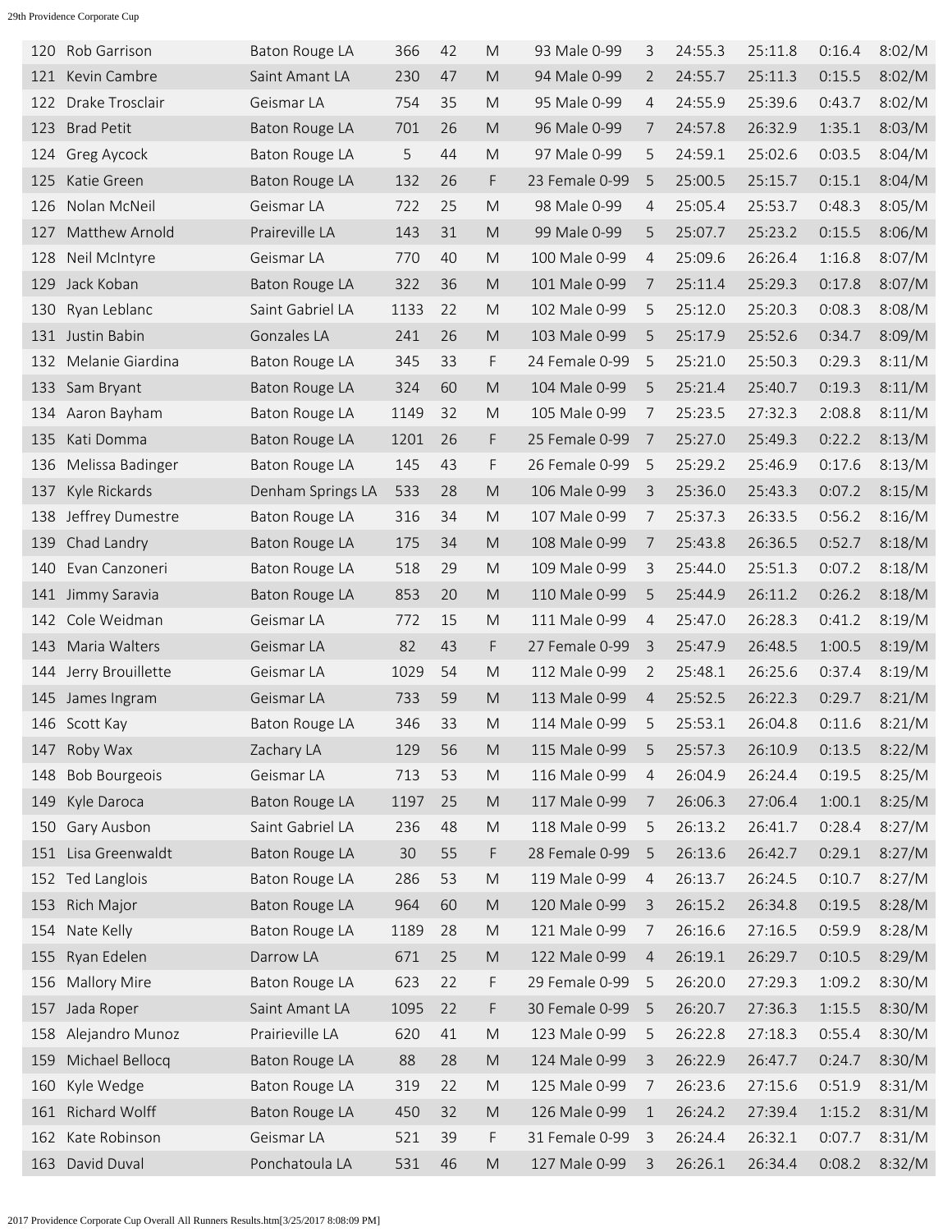| 120 | Rob Garrison | Baton Rouge LA | 366 | 42 | M | 93 Male 0-99 | 3 | 24:55.3 | 25:11.8 | 0:16.4 | 8:02/M |
|---|---|---|---|---|---|---|---|---|---|---|---|
| 121 | Kevin Cambre | Saint Amant LA | 230 | 47 | M | 94 Male 0-99 | 2 | 24:55.7 | 25:11.3 | 0:15.5 | 8:02/M |
| 122 | Drake Trosclair | Geismar LA | 754 | 35 | M | 95 Male 0-99 | 4 | 24:55.9 | 25:39.6 | 0:43.7 | 8:02/M |
| 123 | Brad Petit | Baton Rouge LA | 701 | 26 | M | 96 Male 0-99 | 7 | 24:57.8 | 26:32.9 | 1:35.1 | 8:03/M |
| 124 | Greg Aycock | Baton Rouge LA | 5 | 44 | M | 97 Male 0-99 | 5 | 24:59.1 | 25:02.6 | 0:03.5 | 8:04/M |
| 125 | Katie Green | Baton Rouge LA | 132 | 26 | F | 23 Female 0-99 | 5 | 25:00.5 | 25:15.7 | 0:15.1 | 8:04/M |
| 126 | Nolan McNeil | Geismar LA | 722 | 25 | M | 98 Male 0-99 | 4 | 25:05.4 | 25:53.7 | 0:48.3 | 8:05/M |
| 127 | Matthew Arnold | Prairieville LA | 143 | 31 | M | 99 Male 0-99 | 5 | 25:07.7 | 25:23.2 | 0:15.5 | 8:06/M |
| 128 | Neil McIntyre | Geismar LA | 770 | 40 | M | 100 Male 0-99 | 4 | 25:09.6 | 26:26.4 | 1:16.8 | 8:07/M |
| 129 | Jack Koban | Baton Rouge LA | 322 | 36 | M | 101 Male 0-99 | 7 | 25:11.4 | 25:29.3 | 0:17.8 | 8:07/M |
| 130 | Ryan Leblanc | Saint Gabriel LA | 1133 | 22 | M | 102 Male 0-99 | 5 | 25:12.0 | 25:20.3 | 0:08.3 | 8:08/M |
| 131 | Justin Babin | Gonzales LA | 241 | 26 | M | 103 Male 0-99 | 5 | 25:17.9 | 25:52.6 | 0:34.7 | 8:09/M |
| 132 | Melanie Giardina | Baton Rouge LA | 345 | 33 | F | 24 Female 0-99 | 5 | 25:21.0 | 25:50.3 | 0:29.3 | 8:11/M |
| 133 | Sam Bryant | Baton Rouge LA | 324 | 60 | M | 104 Male 0-99 | 5 | 25:21.4 | 25:40.7 | 0:19.3 | 8:11/M |
| 134 | Aaron Bayham | Baton Rouge LA | 1149 | 32 | M | 105 Male 0-99 | 7 | 25:23.5 | 27:32.3 | 2:08.8 | 8:11/M |
| 135 | Kati Domma | Baton Rouge LA | 1201 | 26 | F | 25 Female 0-99 | 7 | 25:27.0 | 25:49.3 | 0:22.2 | 8:13/M |
| 136 | Melissa Badinger | Baton Rouge LA | 145 | 43 | F | 26 Female 0-99 | 5 | 25:29.2 | 25:46.9 | 0:17.6 | 8:13/M |
| 137 | Kyle Rickards | Denham Springs LA | 533 | 28 | M | 106 Male 0-99 | 3 | 25:36.0 | 25:43.3 | 0:07.2 | 8:15/M |
| 138 | Jeffrey Dumestre | Baton Rouge LA | 316 | 34 | M | 107 Male 0-99 | 7 | 25:37.3 | 26:33.5 | 0:56.2 | 8:16/M |
| 139 | Chad Landry | Baton Rouge LA | 175 | 34 | M | 108 Male 0-99 | 7 | 25:43.8 | 26:36.5 | 0:52.7 | 8:18/M |
| 140 | Evan Canzoneri | Baton Rouge LA | 518 | 29 | M | 109 Male 0-99 | 3 | 25:44.0 | 25:51.3 | 0:07.2 | 8:18/M |
| 141 | Jimmy Saravia | Baton Rouge LA | 853 | 20 | M | 110 Male 0-99 | 5 | 25:44.9 | 26:11.2 | 0:26.2 | 8:18/M |
| 142 | Cole Weidman | Geismar LA | 772 | 15 | M | 111 Male 0-99 | 4 | 25:47.0 | 26:28.3 | 0:41.2 | 8:19/M |
| 143 | Maria Walters | Geismar LA | 82 | 43 | F | 27 Female 0-99 | 3 | 25:47.9 | 26:48.5 | 1:00.5 | 8:19/M |
| 144 | Jerry Brouillette | Geismar LA | 1029 | 54 | M | 112 Male 0-99 | 2 | 25:48.1 | 26:25.6 | 0:37.4 | 8:19/M |
| 145 | James Ingram | Geismar LA | 733 | 59 | M | 113 Male 0-99 | 4 | 25:52.5 | 26:22.3 | 0:29.7 | 8:21/M |
| 146 | Scott Kay | Baton Rouge LA | 346 | 33 | M | 114 Male 0-99 | 5 | 25:53.1 | 26:04.8 | 0:11.6 | 8:21/M |
| 147 | Roby Wax | Zachary LA | 129 | 56 | M | 115 Male 0-99 | 5 | 25:57.3 | 26:10.9 | 0:13.5 | 8:22/M |
| 148 | Bob Bourgeois | Geismar LA | 713 | 53 | M | 116 Male 0-99 | 4 | 26:04.9 | 26:24.4 | 0:19.5 | 8:25/M |
| 149 | Kyle Daroca | Baton Rouge LA | 1197 | 25 | M | 117 Male 0-99 | 7 | 26:06.3 | 27:06.4 | 1:00.1 | 8:25/M |
| 150 | Gary Ausbon | Saint Gabriel LA | 236 | 48 | M | 118 Male 0-99 | 5 | 26:13.2 | 26:41.7 | 0:28.4 | 8:27/M |
| 151 | Lisa Greenwaldt | Baton Rouge LA | 30 | 55 | F | 28 Female 0-99 | 5 | 26:13.6 | 26:42.7 | 0:29.1 | 8:27/M |
| 152 | Ted Langlois | Baton Rouge LA | 286 | 53 | M | 119 Male 0-99 | 4 | 26:13.7 | 26:24.5 | 0:10.7 | 8:27/M |
| 153 | Rich Major | Baton Rouge LA | 964 | 60 | M | 120 Male 0-99 | 3 | 26:15.2 | 26:34.8 | 0:19.5 | 8:28/M |
| 154 | Nate Kelly | Baton Rouge LA | 1189 | 28 | M | 121 Male 0-99 | 7 | 26:16.6 | 27:16.5 | 0:59.9 | 8:28/M |
| 155 | Ryan Edelen | Darrow LA | 671 | 25 | M | 122 Male 0-99 | 4 | 26:19.1 | 26:29.7 | 0:10.5 | 8:29/M |
| 156 | Mallory Mire | Baton Rouge LA | 623 | 22 | F | 29 Female 0-99 | 5 | 26:20.0 | 27:29.3 | 1:09.2 | 8:30/M |
| 157 | Jada Roper | Saint Amant LA | 1095 | 22 | F | 30 Female 0-99 | 5 | 26:20.7 | 27:36.3 | 1:15.5 | 8:30/M |
| 158 | Alejandro Munoz | Prairieville LA | 620 | 41 | M | 123 Male 0-99 | 5 | 26:22.8 | 27:18.3 | 0:55.4 | 8:30/M |
| 159 | Michael Bellocq | Baton Rouge LA | 88 | 28 | M | 124 Male 0-99 | 3 | 26:22.9 | 26:47.7 | 0:24.7 | 8:30/M |
| 160 | Kyle Wedge | Baton Rouge LA | 319 | 22 | M | 125 Male 0-99 | 7 | 26:23.6 | 27:15.6 | 0:51.9 | 8:31/M |
| 161 | Richard Wolff | Baton Rouge LA | 450 | 32 | M | 126 Male 0-99 | 1 | 26:24.2 | 27:39.4 | 1:15.2 | 8:31/M |
| 162 | Kate Robinson | Geismar LA | 521 | 39 | F | 31 Female 0-99 | 3 | 26:24.4 | 26:32.1 | 0:07.7 | 8:31/M |
| 163 | David Duval | Ponchatoula LA | 531 | 46 | M | 127 Male 0-99 | 3 | 26:26.1 | 26:34.4 | 0:08.2 | 8:32/M |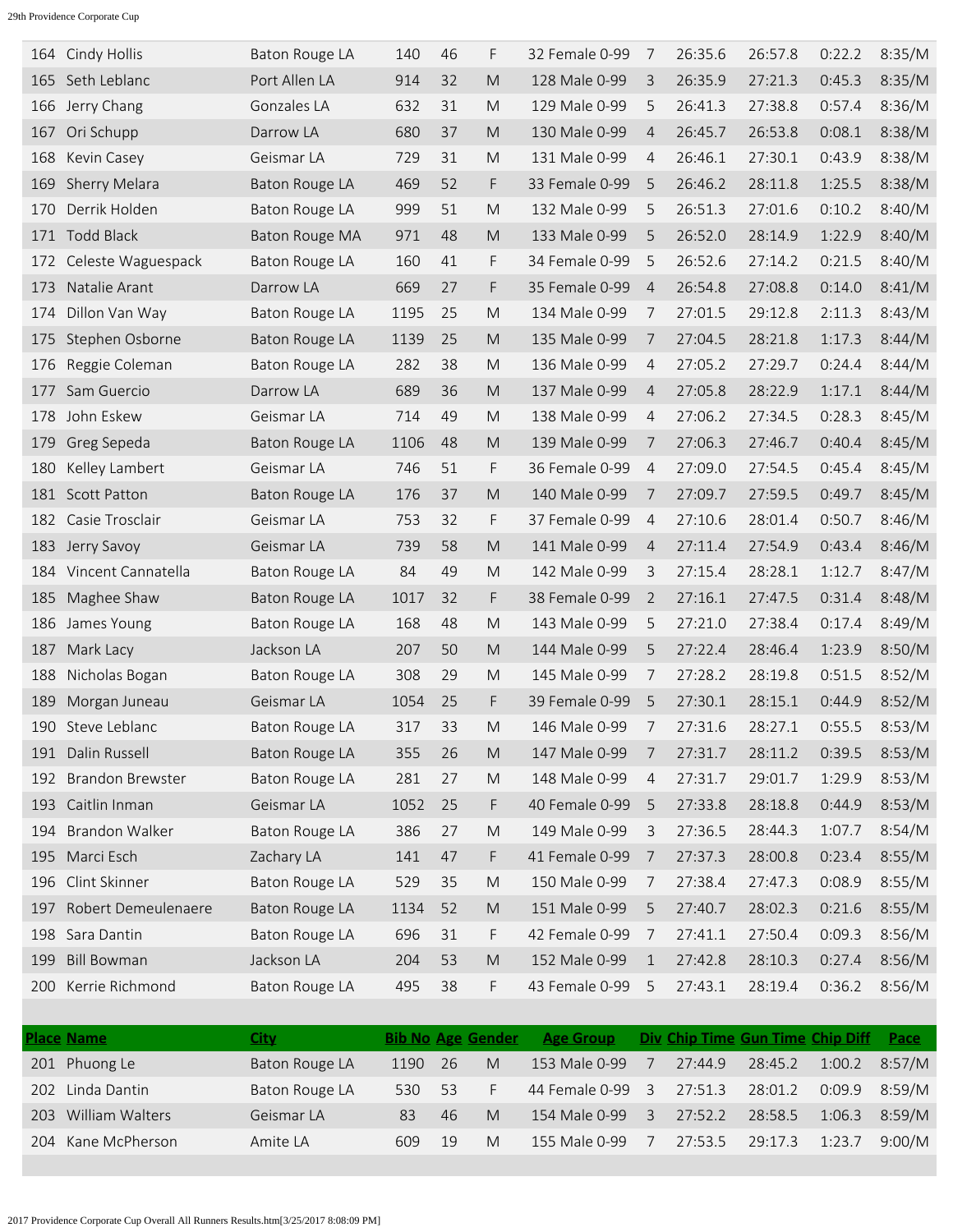| 164 | Cindy Hollis | Baton Rouge LA | 140 | 46 | F | 32 Female 0-99 | 7 | 26:35.6 | 26:57.8 | 0:22.2 | 8:35/M |
|---|---|---|---|---|---|---|---|---|---|---|---|
| 165 | Seth Leblanc | Port Allen LA | 914 | 32 | M | 128 Male 0-99 | 3 | 26:35.9 | 27:21.3 | 0:45.3 | 8:35/M |
| 166 | Jerry Chang | Gonzales LA | 632 | 31 | M | 129 Male 0-99 | 5 | 26:41.3 | 27:38.8 | 0:57.4 | 8:36/M |
| 167 | Ori Schupp | Darrow LA | 680 | 37 | M | 130 Male 0-99 | 4 | 26:45.7 | 26:53.8 | 0:08.1 | 8:38/M |
| 168 | Kevin Casey | Geismar LA | 729 | 31 | M | 131 Male 0-99 | 4 | 26:46.1 | 27:30.1 | 0:43.9 | 8:38/M |
| 169 | Sherry Melara | Baton Rouge LA | 469 | 52 | F | 33 Female 0-99 | 5 | 26:46.2 | 28:11.8 | 1:25.5 | 8:38/M |
| 170 | Derrik Holden | Baton Rouge LA | 999 | 51 | M | 132 Male 0-99 | 5 | 26:51.3 | 27:01.6 | 0:10.2 | 8:40/M |
| 171 | Todd Black | Baton Rouge MA | 971 | 48 | M | 133 Male 0-99 | 5 | 26:52.0 | 28:14.9 | 1:22.9 | 8:40/M |
| 172 | Celeste Waguespack | Baton Rouge LA | 160 | 41 | F | 34 Female 0-99 | 5 | 26:52.6 | 27:14.2 | 0:21.5 | 8:40/M |
| 173 | Natalie Arant | Darrow LA | 669 | 27 | F | 35 Female 0-99 | 4 | 26:54.8 | 27:08.8 | 0:14.0 | 8:41/M |
| 174 | Dillon Van Way | Baton Rouge LA | 1195 | 25 | M | 134 Male 0-99 | 7 | 27:01.5 | 29:12.8 | 2:11.3 | 8:43/M |
| 175 | Stephen Osborne | Baton Rouge LA | 1139 | 25 | M | 135 Male 0-99 | 7 | 27:04.5 | 28:21.8 | 1:17.3 | 8:44/M |
| 176 | Reggie Coleman | Baton Rouge LA | 282 | 38 | M | 136 Male 0-99 | 4 | 27:05.2 | 27:29.7 | 0:24.4 | 8:44/M |
| 177 | Sam Guercio | Darrow LA | 689 | 36 | M | 137 Male 0-99 | 4 | 27:05.8 | 28:22.9 | 1:17.1 | 8:44/M |
| 178 | John Eskew | Geismar LA | 714 | 49 | M | 138 Male 0-99 | 4 | 27:06.2 | 27:34.5 | 0:28.3 | 8:45/M |
| 179 | Greg Sepeda | Baton Rouge LA | 1106 | 48 | M | 139 Male 0-99 | 7 | 27:06.3 | 27:46.7 | 0:40.4 | 8:45/M |
| 180 | Kelley Lambert | Geismar LA | 746 | 51 | F | 36 Female 0-99 | 4 | 27:09.0 | 27:54.5 | 0:45.4 | 8:45/M |
| 181 | Scott Patton | Baton Rouge LA | 176 | 37 | M | 140 Male 0-99 | 7 | 27:09.7 | 27:59.5 | 0:49.7 | 8:45/M |
| 182 | Casie Trosclair | Geismar LA | 753 | 32 | F | 37 Female 0-99 | 4 | 27:10.6 | 28:01.4 | 0:50.7 | 8:46/M |
| 183 | Jerry Savoy | Geismar LA | 739 | 58 | M | 141 Male 0-99 | 4 | 27:11.4 | 27:54.9 | 0:43.4 | 8:46/M |
| 184 | Vincent Cannatella | Baton Rouge LA | 84 | 49 | M | 142 Male 0-99 | 3 | 27:15.4 | 28:28.1 | 1:12.7 | 8:47/M |
| 185 | Maghee Shaw | Baton Rouge LA | 1017 | 32 | F | 38 Female 0-99 | 2 | 27:16.1 | 27:47.5 | 0:31.4 | 8:48/M |
| 186 | James Young | Baton Rouge LA | 168 | 48 | M | 143 Male 0-99 | 5 | 27:21.0 | 27:38.4 | 0:17.4 | 8:49/M |
| 187 | Mark Lacy | Jackson LA | 207 | 50 | M | 144 Male 0-99 | 5 | 27:22.4 | 28:46.4 | 1:23.9 | 8:50/M |
| 188 | Nicholas Bogan | Baton Rouge LA | 308 | 29 | M | 145 Male 0-99 | 7 | 27:28.2 | 28:19.8 | 0:51.5 | 8:52/M |
| 189 | Morgan Juneau | Geismar LA | 1054 | 25 | F | 39 Female 0-99 | 5 | 27:30.1 | 28:15.1 | 0:44.9 | 8:52/M |
| 190 | Steve Leblanc | Baton Rouge LA | 317 | 33 | M | 146 Male 0-99 | 7 | 27:31.6 | 28:27.1 | 0:55.5 | 8:53/M |
| 191 | Dalin Russell | Baton Rouge LA | 355 | 26 | M | 147 Male 0-99 | 7 | 27:31.7 | 28:11.2 | 0:39.5 | 8:53/M |
| 192 | Brandon Brewster | Baton Rouge LA | 281 | 27 | M | 148 Male 0-99 | 4 | 27:31.7 | 29:01.7 | 1:29.9 | 8:53/M |
| 193 | Caitlin Inman | Geismar LA | 1052 | 25 | F | 40 Female 0-99 | 5 | 27:33.8 | 28:18.8 | 0:44.9 | 8:53/M |
| 194 | Brandon Walker | Baton Rouge LA | 386 | 27 | M | 149 Male 0-99 | 3 | 27:36.5 | 28:44.3 | 1:07.7 | 8:54/M |
| 195 | Marci Esch | Zachary LA | 141 | 47 | F | 41 Female 0-99 | 7 | 27:37.3 | 28:00.8 | 0:23.4 | 8:55/M |
| 196 | Clint Skinner | Baton Rouge LA | 529 | 35 | M | 150 Male 0-99 | 7 | 27:38.4 | 27:47.3 | 0:08.9 | 8:55/M |
| 197 | Robert Demeulenaere | Baton Rouge LA | 1134 | 52 | M | 151 Male 0-99 | 5 | 27:40.7 | 28:02.3 | 0:21.6 | 8:55/M |
| 198 | Sara Dantin | Baton Rouge LA | 696 | 31 | F | 42 Female 0-99 | 7 | 27:41.1 | 27:50.4 | 0:09.3 | 8:56/M |
| 199 | Bill Bowman | Jackson LA | 204 | 53 | M | 152 Male 0-99 | 1 | 27:42.8 | 28:10.3 | 0:27.4 | 8:56/M |
| 200 | Kerrie Richmond | Baton Rouge LA | 495 | 38 | F | 43 Female 0-99 | 5 | 27:43.1 | 28:19.4 | 0:36.2 | 8:56/M |

| Place | Name | City | Bib No | Age | Gender | Age Group | Div | Chip Time | Gun Time | Chip Diff | Pace |
|---|---|---|---|---|---|---|---|---|---|---|---|
| 201 | Phuong Le | Baton Rouge LA | 1190 | 26 | M | 153 Male 0-99 | 7 | 27:44.9 | 28:45.2 | 1:00.2 | 8:57/M |
| 202 | Linda Dantin | Baton Rouge LA | 530 | 53 | F | 44 Female 0-99 | 3 | 27:51.3 | 28:01.2 | 0:09.9 | 8:59/M |
| 203 | William Walters | Geismar LA | 83 | 46 | M | 154 Male 0-99 | 3 | 27:52.2 | 28:58.5 | 1:06.3 | 8:59/M |
| 204 | Kane McPherson | Amite LA | 609 | 19 | M | 155 Male 0-99 | 7 | 27:53.5 | 29:17.3 | 1:23.7 | 9:00/M |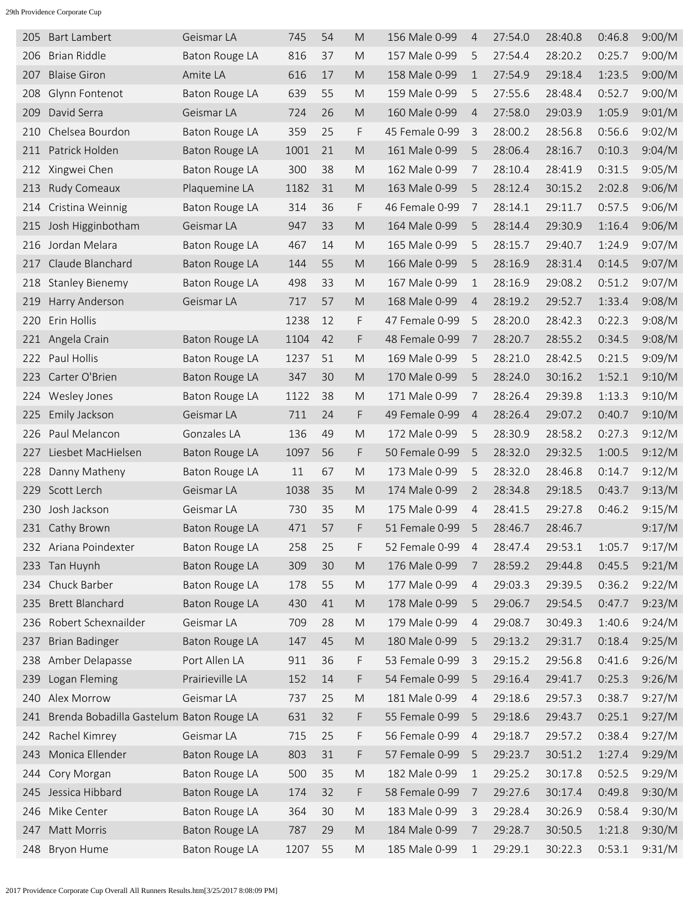| | | | | | | | | | | | |
|---|---|---|---|---|---|---|---|---|---|---|---|
| 205 | Bart Lambert | Geismar LA | 745 | 54 | M | 156 Male 0-99 | 4 | 27:54.0 | 28:40.8 | 0:46.8 | 9:00/M |
| 206 | Brian Riddle | Baton Rouge LA | 816 | 37 | M | 157 Male 0-99 | 5 | 27:54.4 | 28:20.2 | 0:25.7 | 9:00/M |
| 207 | Blaise Giron | Amite LA | 616 | 17 | M | 158 Male 0-99 | 1 | 27:54.9 | 29:18.4 | 1:23.5 | 9:00/M |
| 208 | Glynn Fontenot | Baton Rouge LA | 639 | 55 | M | 159 Male 0-99 | 5 | 27:55.6 | 28:48.4 | 0:52.7 | 9:00/M |
| 209 | David Serra | Geismar LA | 724 | 26 | M | 160 Male 0-99 | 4 | 27:58.0 | 29:03.9 | 1:05.9 | 9:01/M |
| 210 | Chelsea Bourdon | Baton Rouge LA | 359 | 25 | F | 45 Female 0-99 | 3 | 28:00.2 | 28:56.8 | 0:56.6 | 9:02/M |
| 211 | Patrick Holden | Baton Rouge LA | 1001 | 21 | M | 161 Male 0-99 | 5 | 28:06.4 | 28:16.7 | 0:10.3 | 9:04/M |
| 212 | Xingwei Chen | Baton Rouge LA | 300 | 38 | M | 162 Male 0-99 | 7 | 28:10.4 | 28:41.9 | 0:31.5 | 9:05/M |
| 213 | Rudy Comeaux | Plaquemine LA | 1182 | 31 | M | 163 Male 0-99 | 5 | 28:12.4 | 30:15.2 | 2:02.8 | 9:06/M |
| 214 | Cristina Weinnig | Baton Rouge LA | 314 | 36 | F | 46 Female 0-99 | 7 | 28:14.1 | 29:11.7 | 0:57.5 | 9:06/M |
| 215 | Josh Higginbotham | Geismar LA | 947 | 33 | M | 164 Male 0-99 | 5 | 28:14.4 | 29:30.9 | 1:16.4 | 9:06/M |
| 216 | Jordan Melara | Baton Rouge LA | 467 | 14 | M | 165 Male 0-99 | 5 | 28:15.7 | 29:40.7 | 1:24.9 | 9:07/M |
| 217 | Claude Blanchard | Baton Rouge LA | 144 | 55 | M | 166 Male 0-99 | 5 | 28:16.9 | 28:31.4 | 0:14.5 | 9:07/M |
| 218 | Stanley Bienemy | Baton Rouge LA | 498 | 33 | M | 167 Male 0-99 | 1 | 28:16.9 | 29:08.2 | 0:51.2 | 9:07/M |
| 219 | Harry Anderson | Geismar LA | 717 | 57 | M | 168 Male 0-99 | 4 | 28:19.2 | 29:52.7 | 1:33.4 | 9:08/M |
| 220 | Erin Hollis | | 1238 | 12 | F | 47 Female 0-99 | 5 | 28:20.0 | 28:42.3 | 0:22.3 | 9:08/M |
| 221 | Angela Crain | Baton Rouge LA | 1104 | 42 | F | 48 Female 0-99 | 7 | 28:20.7 | 28:55.2 | 0:34.5 | 9:08/M |
| 222 | Paul Hollis | Baton Rouge LA | 1237 | 51 | M | 169 Male 0-99 | 5 | 28:21.0 | 28:42.5 | 0:21.5 | 9:09/M |
| 223 | Carter O'Brien | Baton Rouge LA | 347 | 30 | M | 170 Male 0-99 | 5 | 28:24.0 | 30:16.2 | 1:52.1 | 9:10/M |
| 224 | Wesley Jones | Baton Rouge LA | 1122 | 38 | M | 171 Male 0-99 | 7 | 28:26.4 | 29:39.8 | 1:13.3 | 9:10/M |
| 225 | Emily Jackson | Geismar LA | 711 | 24 | F | 49 Female 0-99 | 4 | 28:26.4 | 29:07.2 | 0:40.7 | 9:10/M |
| 226 | Paul Melancon | Gonzales LA | 136 | 49 | M | 172 Male 0-99 | 5 | 28:30.9 | 28:58.2 | 0:27.3 | 9:12/M |
| 227 | Liesbet MacHielsen | Baton Rouge LA | 1097 | 56 | F | 50 Female 0-99 | 5 | 28:32.0 | 29:32.5 | 1:00.5 | 9:12/M |
| 228 | Danny Matheny | Baton Rouge LA | 11 | 67 | M | 173 Male 0-99 | 5 | 28:32.0 | 28:46.8 | 0:14.7 | 9:12/M |
| 229 | Scott Lerch | Geismar LA | 1038 | 35 | M | 174 Male 0-99 | 2 | 28:34.8 | 29:18.5 | 0:43.7 | 9:13/M |
| 230 | Josh Jackson | Geismar LA | 730 | 35 | M | 175 Male 0-99 | 4 | 28:41.5 | 29:27.8 | 0:46.2 | 9:15/M |
| 231 | Cathy Brown | Baton Rouge LA | 471 | 57 | F | 51 Female 0-99 | 5 | 28:46.7 | 28:46.7 | | 9:17/M |
| 232 | Ariana Poindexter | Baton Rouge LA | 258 | 25 | F | 52 Female 0-99 | 4 | 28:47.4 | 29:53.1 | 1:05.7 | 9:17/M |
| 233 | Tan Huynh | Baton Rouge LA | 309 | 30 | M | 176 Male 0-99 | 7 | 28:59.2 | 29:44.8 | 0:45.5 | 9:21/M |
| 234 | Chuck Barber | Baton Rouge LA | 178 | 55 | M | 177 Male 0-99 | 4 | 29:03.3 | 29:39.5 | 0:36.2 | 9:22/M |
| 235 | Brett Blanchard | Baton Rouge LA | 430 | 41 | M | 178 Male 0-99 | 5 | 29:06.7 | 29:54.5 | 0:47.7 | 9:23/M |
| 236 | Robert Schexnailder | Geismar LA | 709 | 28 | M | 179 Male 0-99 | 4 | 29:08.7 | 30:49.3 | 1:40.6 | 9:24/M |
| 237 | Brian Badinger | Baton Rouge LA | 147 | 45 | M | 180 Male 0-99 | 5 | 29:13.2 | 29:31.7 | 0:18.4 | 9:25/M |
| 238 | Amber Delapasse | Port Allen LA | 911 | 36 | F | 53 Female 0-99 | 3 | 29:15.2 | 29:56.8 | 0:41.6 | 9:26/M |
| 239 | Logan Fleming | Prairieville LA | 152 | 14 | F | 54 Female 0-99 | 5 | 29:16.4 | 29:41.7 | 0:25.3 | 9:26/M |
| 240 | Alex Morrow | Geismar LA | 737 | 25 | M | 181 Male 0-99 | 4 | 29:18.6 | 29:57.3 | 0:38.7 | 9:27/M |
| 241 | Brenda Bobadilla Gastelum | Baton Rouge LA | 631 | 32 | F | 55 Female 0-99 | 5 | 29:18.6 | 29:43.7 | 0:25.1 | 9:27/M |
| 242 | Rachel Kimrey | Geismar LA | 715 | 25 | F | 56 Female 0-99 | 4 | 29:18.7 | 29:57.2 | 0:38.4 | 9:27/M |
| 243 | Monica Ellender | Baton Rouge LA | 803 | 31 | F | 57 Female 0-99 | 5 | 29:23.7 | 30:51.2 | 1:27.4 | 9:29/M |
| 244 | Cory Morgan | Baton Rouge LA | 500 | 35 | M | 182 Male 0-99 | 1 | 29:25.2 | 30:17.8 | 0:52.5 | 9:29/M |
| 245 | Jessica Hibbard | Baton Rouge LA | 174 | 32 | F | 58 Female 0-99 | 7 | 29:27.6 | 30:17.4 | 0:49.8 | 9:30/M |
| 246 | Mike Center | Baton Rouge LA | 364 | 30 | M | 183 Male 0-99 | 3 | 29:28.4 | 30:26.9 | 0:58.4 | 9:30/M |
| 247 | Matt Morris | Baton Rouge LA | 787 | 29 | M | 184 Male 0-99 | 7 | 29:28.7 | 30:50.5 | 1:21.8 | 9:30/M |
| 248 | Bryon Hume | Baton Rouge LA | 1207 | 55 | M | 185 Male 0-99 | 1 | 29:29.1 | 30:22.3 | 0:53.1 | 9:31/M |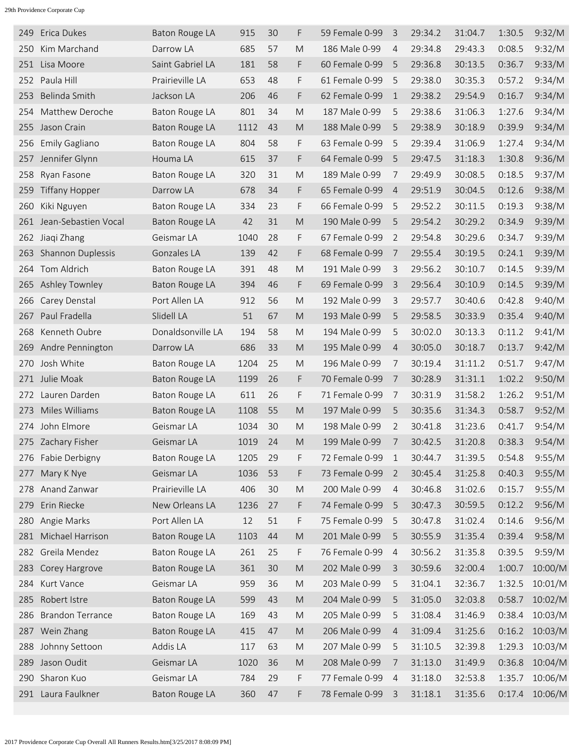| 249 | Erica Dukes | Baton Rouge LA | 915 | 30 | F | 59 Female 0-99 | 3 | 29:34.2 | 31:04.7 | 1:30.5 | 9:32/M |
|---|---|---|---|---|---|---|---|---|---|---|---|
| 250 | Kim Marchand | Darrow LA | 685 | 57 | M | 186 Male 0-99 | 4 | 29:34.8 | 29:43.3 | 0:08.5 | 9:32/M |
| 251 | Lisa Moore | Saint Gabriel LA | 181 | 58 | F | 60 Female 0-99 | 5 | 29:36.8 | 30:13.5 | 0:36.7 | 9:33/M |
| 252 | Paula Hill | Prairieville LA | 653 | 48 | F | 61 Female 0-99 | 5 | 29:38.0 | 30:35.3 | 0:57.2 | 9:34/M |
| 253 | Belinda Smith | Jackson LA | 206 | 46 | F | 62 Female 0-99 | 1 | 29:38.2 | 29:54.9 | 0:16.7 | 9:34/M |
| 254 | Matthew Deroche | Baton Rouge LA | 801 | 34 | M | 187 Male 0-99 | 5 | 29:38.6 | 31:06.3 | 1:27.6 | 9:34/M |
| 255 | Jason Crain | Baton Rouge LA | 1112 | 43 | M | 188 Male 0-99 | 5 | 29:38.9 | 30:18.9 | 0:39.9 | 9:34/M |
| 256 | Emily Gagliano | Baton Rouge LA | 804 | 58 | F | 63 Female 0-99 | 5 | 29:39.4 | 31:06.9 | 1:27.4 | 9:34/M |
| 257 | Jennifer Glynn | Houma LA | 615 | 37 | F | 64 Female 0-99 | 5 | 29:47.5 | 31:18.3 | 1:30.8 | 9:36/M |
| 258 | Ryan Fasone | Baton Rouge LA | 320 | 31 | M | 189 Male 0-99 | 7 | 29:49.9 | 30:08.5 | 0:18.5 | 9:37/M |
| 259 | Tiffany Hopper | Darrow LA | 678 | 34 | F | 65 Female 0-99 | 4 | 29:51.9 | 30:04.5 | 0:12.6 | 9:38/M |
| 260 | Kiki Nguyen | Baton Rouge LA | 334 | 23 | F | 66 Female 0-99 | 5 | 29:52.2 | 30:11.5 | 0:19.3 | 9:38/M |
| 261 | Jean-Sebastien Vocal | Baton Rouge LA | 42 | 31 | M | 190 Male 0-99 | 5 | 29:54.2 | 30:29.2 | 0:34.9 | 9:39/M |
| 262 | Jiaqi Zhang | Geismar LA | 1040 | 28 | F | 67 Female 0-99 | 2 | 29:54.8 | 30:29.6 | 0:34.7 | 9:39/M |
| 263 | Shannon Duplessis | Gonzales LA | 139 | 42 | F | 68 Female 0-99 | 7 | 29:55.4 | 30:19.5 | 0:24.1 | 9:39/M |
| 264 | Tom Aldrich | Baton Rouge LA | 391 | 48 | M | 191 Male 0-99 | 3 | 29:56.2 | 30:10.7 | 0:14.5 | 9:39/M |
| 265 | Ashley Townley | Baton Rouge LA | 394 | 46 | F | 69 Female 0-99 | 3 | 29:56.4 | 30:10.9 | 0:14.5 | 9:39/M |
| 266 | Carey Denstal | Port Allen LA | 912 | 56 | M | 192 Male 0-99 | 3 | 29:57.7 | 30:40.6 | 0:42.8 | 9:40/M |
| 267 | Paul Fradella | Slidell LA | 51 | 67 | M | 193 Male 0-99 | 5 | 29:58.5 | 30:33.9 | 0:35.4 | 9:40/M |
| 268 | Kenneth Oubre | Donaldsonville LA | 194 | 58 | M | 194 Male 0-99 | 5 | 30:02.0 | 30:13.3 | 0:11.2 | 9:41/M |
| 269 | Andre Pennington | Darrow LA | 686 | 33 | M | 195 Male 0-99 | 4 | 30:05.0 | 30:18.7 | 0:13.7 | 9:42/M |
| 270 | Josh White | Baton Rouge LA | 1204 | 25 | M | 196 Male 0-99 | 7 | 30:19.4 | 31:11.2 | 0:51.7 | 9:47/M |
| 271 | Julie Moak | Baton Rouge LA | 1199 | 26 | F | 70 Female 0-99 | 7 | 30:28.9 | 31:31.1 | 1:02.2 | 9:50/M |
| 272 | Lauren Darden | Baton Rouge LA | 611 | 26 | F | 71 Female 0-99 | 7 | 30:31.9 | 31:58.2 | 1:26.2 | 9:51/M |
| 273 | Miles Williams | Baton Rouge LA | 1108 | 55 | M | 197 Male 0-99 | 5 | 30:35.6 | 31:34.3 | 0:58.7 | 9:52/M |
| 274 | John Elmore | Geismar LA | 1034 | 30 | M | 198 Male 0-99 | 2 | 30:41.8 | 31:23.6 | 0:41.7 | 9:54/M |
| 275 | Zachary Fisher | Geismar LA | 1019 | 24 | M | 199 Male 0-99 | 7 | 30:42.5 | 31:20.8 | 0:38.3 | 9:54/M |
| 276 | Fabie Derbigny | Baton Rouge LA | 1205 | 29 | F | 72 Female 0-99 | 1 | 30:44.7 | 31:39.5 | 0:54.8 | 9:55/M |
| 277 | Mary K Nye | Geismar LA | 1036 | 53 | F | 73 Female 0-99 | 2 | 30:45.4 | 31:25.8 | 0:40.3 | 9:55/M |
| 278 | Anand Zanwar | Prairieville LA | 406 | 30 | M | 200 Male 0-99 | 4 | 30:46.8 | 31:02.6 | 0:15.7 | 9:55/M |
| 279 | Erin Riecke | New Orleans LA | 1236 | 27 | F | 74 Female 0-99 | 5 | 30:47.3 | 30:59.5 | 0:12.2 | 9:56/M |
| 280 | Angie Marks | Port Allen LA | 12 | 51 | F | 75 Female 0-99 | 5 | 30:47.8 | 31:02.4 | 0:14.6 | 9:56/M |
| 281 | Michael Harrison | Baton Rouge LA | 1103 | 44 | M | 201 Male 0-99 | 5 | 30:55.9 | 31:35.4 | 0:39.4 | 9:58/M |
| 282 | Greila Mendez | Baton Rouge LA | 261 | 25 | F | 76 Female 0-99 | 4 | 30:56.2 | 31:35.8 | 0:39.5 | 9:59/M |
| 283 | Corey Hargrove | Baton Rouge LA | 361 | 30 | M | 202 Male 0-99 | 3 | 30:59.6 | 32:00.4 | 1:00.7 | 10:00/M |
| 284 | Kurt Vance | Geismar LA | 959 | 36 | M | 203 Male 0-99 | 5 | 31:04.1 | 32:36.7 | 1:32.5 | 10:01/M |
| 285 | Robert Istre | Baton Rouge LA | 599 | 43 | M | 204 Male 0-99 | 5 | 31:05.0 | 32:03.8 | 0:58.7 | 10:02/M |
| 286 | Brandon Terrance | Baton Rouge LA | 169 | 43 | M | 205 Male 0-99 | 5 | 31:08.4 | 31:46.9 | 0:38.4 | 10:03/M |
| 287 | Wein Zhang | Baton Rouge LA | 415 | 47 | M | 206 Male 0-99 | 4 | 31:09.4 | 31:25.6 | 0:16.2 | 10:03/M |
| 288 | Johnny Settoon | Addis LA | 117 | 63 | M | 207 Male 0-99 | 5 | 31:10.5 | 32:39.8 | 1:29.3 | 10:03/M |
| 289 | Jason Oudit | Geismar LA | 1020 | 36 | M | 208 Male 0-99 | 7 | 31:13.0 | 31:49.9 | 0:36.8 | 10:04/M |
| 290 | Sharon Kuo | Geismar LA | 784 | 29 | F | 77 Female 0-99 | 4 | 31:18.0 | 32:53.8 | 1:35.7 | 10:06/M |
| 291 | Laura Faulkner | Baton Rouge LA | 360 | 47 | F | 78 Female 0-99 | 3 | 31:18.1 | 31:35.6 | 0:17.4 | 10:06/M |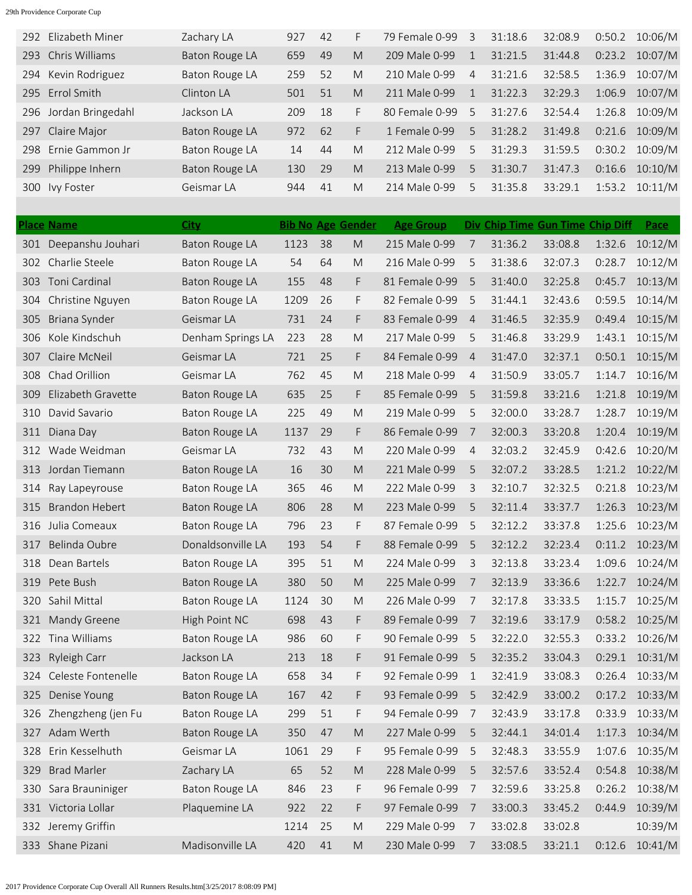| Place | Name | City | Bib No | Age | Gender | Age Group | Div | Chip Time | Gun Time | Chip Diff | Pace |
|---|---|---|---|---|---|---|---|---|---|---|---|
| 292 | Elizabeth Miner | Zachary LA | 927 | 42 | F | 79 Female 0-99 | 3 | 31:18.6 | 32:08.9 | 0:50.2 | 10:06/M |
| 293 | Chris Williams | Baton Rouge LA | 659 | 49 | M | 209 Male 0-99 | 1 | 31:21.5 | 31:44.8 | 0:23.2 | 10:07/M |
| 294 | Kevin Rodriguez | Baton Rouge LA | 259 | 52 | M | 210 Male 0-99 | 4 | 31:21.6 | 32:58.5 | 1:36.9 | 10:07/M |
| 295 | Errol Smith | Clinton LA | 501 | 51 | M | 211 Male 0-99 | 1 | 31:22.3 | 32:29.3 | 1:06.9 | 10:07/M |
| 296 | Jordan Bringedahl | Jackson LA | 209 | 18 | F | 80 Female 0-99 | 5 | 31:27.6 | 32:54.4 | 1:26.8 | 10:09/M |
| 297 | Claire Major | Baton Rouge LA | 972 | 62 | F | 1 Female 0-99 | 5 | 31:28.2 | 31:49.8 | 0:21.6 | 10:09/M |
| 298 | Ernie Gammon Jr | Baton Rouge LA | 14 | 44 | M | 212 Male 0-99 | 5 | 31:29.3 | 31:59.5 | 0:30.2 | 10:09/M |
| 299 | Philippe Inhern | Baton Rouge LA | 130 | 29 | M | 213 Male 0-99 | 5 | 31:30.7 | 31:47.3 | 0:16.6 | 10:10/M |
| 300 | Ivy Foster | Geismar LA | 944 | 41 | M | 214 Male 0-99 | 5 | 31:35.8 | 33:29.1 | 1:53.2 | 10:11/M |
| 301 | Deepanshu Jouhari | Baton Rouge LA | 1123 | 38 | M | 215 Male 0-99 | 7 | 31:36.2 | 33:08.8 | 1:32.6 | 10:12/M |
| 302 | Charlie Steele | Baton Rouge LA | 54 | 64 | M | 216 Male 0-99 | 5 | 31:38.6 | 32:07.3 | 0:28.7 | 10:12/M |
| 303 | Toni Cardinal | Baton Rouge LA | 155 | 48 | F | 81 Female 0-99 | 5 | 31:40.0 | 32:25.8 | 0:45.7 | 10:13/M |
| 304 | Christine Nguyen | Baton Rouge LA | 1209 | 26 | F | 82 Female 0-99 | 5 | 31:44.1 | 32:43.6 | 0:59.5 | 10:14/M |
| 305 | Briana Synder | Geismar LA | 731 | 24 | F | 83 Female 0-99 | 4 | 31:46.5 | 32:35.9 | 0:49.4 | 10:15/M |
| 306 | Kole Kindschuh | Denham Springs LA | 223 | 28 | M | 217 Male 0-99 | 5 | 31:46.8 | 33:29.9 | 1:43.1 | 10:15/M |
| 307 | Claire McNeil | Geismar LA | 721 | 25 | F | 84 Female 0-99 | 4 | 31:47.0 | 32:37.1 | 0:50.1 | 10:15/M |
| 308 | Chad Orillion | Geismar LA | 762 | 45 | M | 218 Male 0-99 | 4 | 31:50.9 | 33:05.7 | 1:14.7 | 10:16/M |
| 309 | Elizabeth Gravette | Baton Rouge LA | 635 | 25 | F | 85 Female 0-99 | 5 | 31:59.8 | 33:21.6 | 1:21.8 | 10:19/M |
| 310 | David Savario | Baton Rouge LA | 225 | 49 | M | 219 Male 0-99 | 5 | 32:00.0 | 33:28.7 | 1:28.7 | 10:19/M |
| 311 | Diana Day | Baton Rouge LA | 1137 | 29 | F | 86 Female 0-99 | 7 | 32:00.3 | 33:20.8 | 1:20.4 | 10:19/M |
| 312 | Wade Weidman | Geismar LA | 732 | 43 | M | 220 Male 0-99 | 4 | 32:03.2 | 32:45.9 | 0:42.6 | 10:20/M |
| 313 | Jordan Tiemann | Baton Rouge LA | 16 | 30 | M | 221 Male 0-99 | 5 | 32:07.2 | 33:28.5 | 1:21.2 | 10:22/M |
| 314 | Ray Lapeyrouse | Baton Rouge LA | 365 | 46 | M | 222 Male 0-99 | 3 | 32:10.7 | 32:32.5 | 0:21.8 | 10:23/M |
| 315 | Brandon Hebert | Baton Rouge LA | 806 | 28 | M | 223 Male 0-99 | 5 | 32:11.4 | 33:37.7 | 1:26.3 | 10:23/M |
| 316 | Julia Comeaux | Baton Rouge LA | 796 | 23 | F | 87 Female 0-99 | 5 | 32:12.2 | 33:37.8 | 1:25.6 | 10:23/M |
| 317 | Belinda Oubre | Donaldsonville LA | 193 | 54 | F | 88 Female 0-99 | 5 | 32:12.2 | 32:23.4 | 0:11.2 | 10:23/M |
| 318 | Dean Bartels | Baton Rouge LA | 395 | 51 | M | 224 Male 0-99 | 3 | 32:13.8 | 33:23.4 | 1:09.6 | 10:24/M |
| 319 | Pete Bush | Baton Rouge LA | 380 | 50 | M | 225 Male 0-99 | 7 | 32:13.9 | 33:36.6 | 1:22.7 | 10:24/M |
| 320 | Sahil Mittal | Baton Rouge LA | 1124 | 30 | M | 226 Male 0-99 | 7 | 32:17.8 | 33:33.5 | 1:15.7 | 10:25/M |
| 321 | Mandy Greene | High Point NC | 698 | 43 | F | 89 Female 0-99 | 7 | 32:19.6 | 33:17.9 | 0:58.2 | 10:25/M |
| 322 | Tina Williams | Baton Rouge LA | 986 | 60 | F | 90 Female 0-99 | 5 | 32:22.0 | 32:55.3 | 0:33.2 | 10:26/M |
| 323 | Ryleigh Carr | Jackson LA | 213 | 18 | F | 91 Female 0-99 | 5 | 32:35.2 | 33:04.3 | 0:29.1 | 10:31/M |
| 324 | Celeste Fontenelle | Baton Rouge LA | 658 | 34 | F | 92 Female 0-99 | 1 | 32:41.9 | 33:08.3 | 0:26.4 | 10:33/M |
| 325 | Denise Young | Baton Rouge LA | 167 | 42 | F | 93 Female 0-99 | 5 | 32:42.9 | 33:00.2 | 0:17.2 | 10:33/M |
| 326 | Zhengzheng (jen Fu | Baton Rouge LA | 299 | 51 | F | 94 Female 0-99 | 7 | 32:43.9 | 33:17.8 | 0:33.9 | 10:33/M |
| 327 | Adam Werth | Baton Rouge LA | 350 | 47 | M | 227 Male 0-99 | 5 | 32:44.1 | 34:01.4 | 1:17.3 | 10:34/M |
| 328 | Erin Kesselhuth | Geismar LA | 1061 | 29 | F | 95 Female 0-99 | 5 | 32:48.3 | 33:55.9 | 1:07.6 | 10:35/M |
| 329 | Brad Marler | Zachary LA | 65 | 52 | M | 228 Male 0-99 | 5 | 32:57.6 | 33:52.4 | 0:54.8 | 10:38/M |
| 330 | Sara Brauniniger | Baton Rouge LA | 846 | 23 | F | 96 Female 0-99 | 7 | 32:59.6 | 33:25.8 | 0:26.2 | 10:38/M |
| 331 | Victoria Lollar | Plaquemine LA | 922 | 22 | F | 97 Female 0-99 | 7 | 33:00.3 | 33:45.2 | 0:44.9 | 10:39/M |
| 332 | Jeremy Griffin | | 1214 | 25 | M | 229 Male 0-99 | 7 | 33:02.8 | 33:02.8 | | 10:39/M |
| 333 | Shane Pizani | Madisonville LA | 420 | 41 | M | 230 Male 0-99 | 7 | 33:08.5 | 33:21.1 | 0:12.6 | 10:41/M |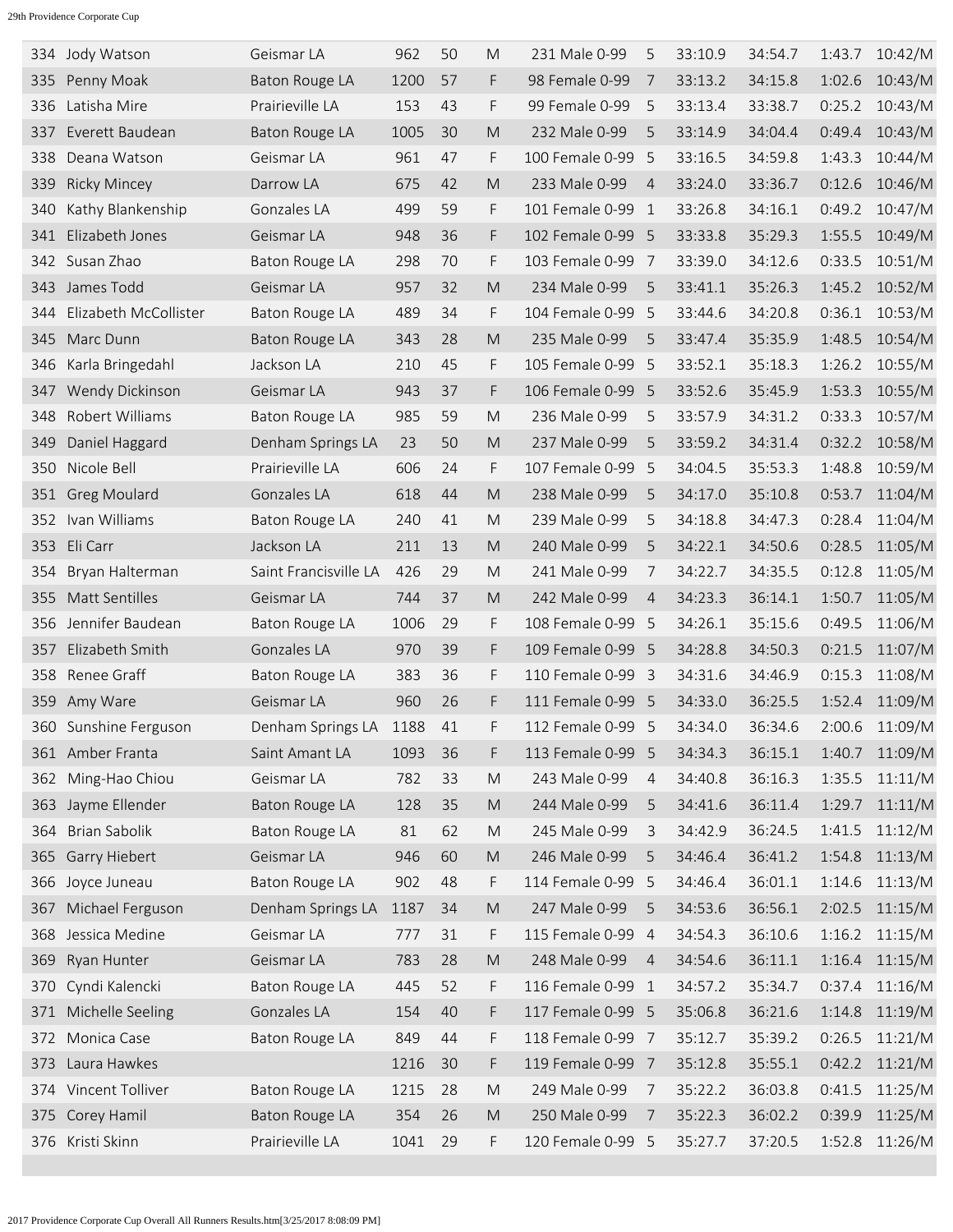| | | | | | | | | | | | |
|---|---|---|---|---|---|---|---|---|---|---|---|
| 334 | Jody Watson | Geismar LA | 962 | 50 | M | 231 Male 0-99 | 5 | 33:10.9 | 34:54.7 | 1:43.7 | 10:42/M |
| 335 | Penny Moak | Baton Rouge LA | 1200 | 57 | F | 98 Female 0-99 | 7 | 33:13.2 | 34:15.8 | 1:02.6 | 10:43/M |
| 336 | Latisha Mire | Prairieville LA | 153 | 43 | F | 99 Female 0-99 | 5 | 33:13.4 | 33:38.7 | 0:25.2 | 10:43/M |
| 337 | Everett Baudean | Baton Rouge LA | 1005 | 30 | M | 232 Male 0-99 | 5 | 33:14.9 | 34:04.4 | 0:49.4 | 10:43/M |
| 338 | Deana Watson | Geismar LA | 961 | 47 | F | 100 Female 0-99 | 5 | 33:16.5 | 34:59.8 | 1:43.3 | 10:44/M |
| 339 | Ricky Mincey | Darrow LA | 675 | 42 | M | 233 Male 0-99 | 4 | 33:24.0 | 33:36.7 | 0:12.6 | 10:46/M |
| 340 | Kathy Blankenship | Gonzales LA | 499 | 59 | F | 101 Female 0-99 | 1 | 33:26.8 | 34:16.1 | 0:49.2 | 10:47/M |
| 341 | Elizabeth Jones | Geismar LA | 948 | 36 | F | 102 Female 0-99 | 5 | 33:33.8 | 35:29.3 | 1:55.5 | 10:49/M |
| 342 | Susan Zhao | Baton Rouge LA | 298 | 70 | F | 103 Female 0-99 | 7 | 33:39.0 | 34:12.6 | 0:33.5 | 10:51/M |
| 343 | James Todd | Geismar LA | 957 | 32 | M | 234 Male 0-99 | 5 | 33:41.1 | 35:26.3 | 1:45.2 | 10:52/M |
| 344 | Elizabeth McCollister | Baton Rouge LA | 489 | 34 | F | 104 Female 0-99 | 5 | 33:44.6 | 34:20.8 | 0:36.1 | 10:53/M |
| 345 | Marc Dunn | Baton Rouge LA | 343 | 28 | M | 235 Male 0-99 | 5 | 33:47.4 | 35:35.9 | 1:48.5 | 10:54/M |
| 346 | Karla Bringedahl | Jackson LA | 210 | 45 | F | 105 Female 0-99 | 5 | 33:52.1 | 35:18.3 | 1:26.2 | 10:55/M |
| 347 | Wendy Dickinson | Geismar LA | 943 | 37 | F | 106 Female 0-99 | 5 | 33:52.6 | 35:45.9 | 1:53.3 | 10:55/M |
| 348 | Robert Williams | Baton Rouge LA | 985 | 59 | M | 236 Male 0-99 | 5 | 33:57.9 | 34:31.2 | 0:33.3 | 10:57/M |
| 349 | Daniel Haggard | Denham Springs LA | 23 | 50 | M | 237 Male 0-99 | 5 | 33:59.2 | 34:31.4 | 0:32.2 | 10:58/M |
| 350 | Nicole Bell | Prairieville LA | 606 | 24 | F | 107 Female 0-99 | 5 | 34:04.5 | 35:53.3 | 1:48.8 | 10:59/M |
| 351 | Greg Moulard | Gonzales LA | 618 | 44 | M | 238 Male 0-99 | 5 | 34:17.0 | 35:10.8 | 0:53.7 | 11:04/M |
| 352 | Ivan Williams | Baton Rouge LA | 240 | 41 | M | 239 Male 0-99 | 5 | 34:18.8 | 34:47.3 | 0:28.4 | 11:04/M |
| 353 | Eli Carr | Jackson LA | 211 | 13 | M | 240 Male 0-99 | 5 | 34:22.1 | 34:50.6 | 0:28.5 | 11:05/M |
| 354 | Bryan Halterman | Saint Francisville LA | 426 | 29 | M | 241 Male 0-99 | 7 | 34:22.7 | 34:35.5 | 0:12.8 | 11:05/M |
| 355 | Matt Sentilles | Geismar LA | 744 | 37 | M | 242 Male 0-99 | 4 | 34:23.3 | 36:14.1 | 1:50.7 | 11:05/M |
| 356 | Jennifer Baudean | Baton Rouge LA | 1006 | 29 | F | 108 Female 0-99 | 5 | 34:26.1 | 35:15.6 | 0:49.5 | 11:06/M |
| 357 | Elizabeth Smith | Gonzales LA | 970 | 39 | F | 109 Female 0-99 | 5 | 34:28.8 | 34:50.3 | 0:21.5 | 11:07/M |
| 358 | Renee Graff | Baton Rouge LA | 383 | 36 | F | 110 Female 0-99 | 3 | 34:31.6 | 34:46.9 | 0:15.3 | 11:08/M |
| 359 | Amy Ware | Geismar LA | 960 | 26 | F | 111 Female 0-99 | 5 | 34:33.0 | 36:25.5 | 1:52.4 | 11:09/M |
| 360 | Sunshine Ferguson | Denham Springs LA | 1188 | 41 | F | 112 Female 0-99 | 5 | 34:34.0 | 36:34.6 | 2:00.6 | 11:09/M |
| 361 | Amber Franta | Saint Amant LA | 1093 | 36 | F | 113 Female 0-99 | 5 | 34:34.3 | 36:15.1 | 1:40.7 | 11:09/M |
| 362 | Ming-Hao Chiou | Geismar LA | 782 | 33 | M | 243 Male 0-99 | 4 | 34:40.8 | 36:16.3 | 1:35.5 | 11:11/M |
| 363 | Jayme Ellender | Baton Rouge LA | 128 | 35 | M | 244 Male 0-99 | 5 | 34:41.6 | 36:11.4 | 1:29.7 | 11:11/M |
| 364 | Brian Sabolik | Baton Rouge LA | 81 | 62 | M | 245 Male 0-99 | 3 | 34:42.9 | 36:24.5 | 1:41.5 | 11:12/M |
| 365 | Garry Hiebert | Geismar LA | 946 | 60 | M | 246 Male 0-99 | 5 | 34:46.4 | 36:41.2 | 1:54.8 | 11:13/M |
| 366 | Joyce Juneau | Baton Rouge LA | 902 | 48 | F | 114 Female 0-99 | 5 | 34:46.4 | 36:01.1 | 1:14.6 | 11:13/M |
| 367 | Michael Ferguson | Denham Springs LA | 1187 | 34 | M | 247 Male 0-99 | 5 | 34:53.6 | 36:56.1 | 2:02.5 | 11:15/M |
| 368 | Jessica Medine | Geismar LA | 777 | 31 | F | 115 Female 0-99 | 4 | 34:54.3 | 36:10.6 | 1:16.2 | 11:15/M |
| 369 | Ryan Hunter | Geismar LA | 783 | 28 | M | 248 Male 0-99 | 4 | 34:54.6 | 36:11.1 | 1:16.4 | 11:15/M |
| 370 | Cyndi Kalencki | Baton Rouge LA | 445 | 52 | F | 116 Female 0-99 | 1 | 34:57.2 | 35:34.7 | 0:37.4 | 11:16/M |
| 371 | Michelle Seeling | Gonzales LA | 154 | 40 | F | 117 Female 0-99 | 5 | 35:06.8 | 36:21.6 | 1:14.8 | 11:19/M |
| 372 | Monica Case | Baton Rouge LA | 849 | 44 | F | 118 Female 0-99 | 7 | 35:12.7 | 35:39.2 | 0:26.5 | 11:21/M |
| 373 | Laura Hawkes | | 1216 | 30 | F | 119 Female 0-99 | 7 | 35:12.8 | 35:55.1 | 0:42.2 | 11:21/M |
| 374 | Vincent Tolliver | Baton Rouge LA | 1215 | 28 | M | 249 Male 0-99 | 7 | 35:22.2 | 36:03.8 | 0:41.5 | 11:25/M |
| 375 | Corey Hamil | Baton Rouge LA | 354 | 26 | M | 250 Male 0-99 | 7 | 35:22.3 | 36:02.2 | 0:39.9 | 11:25/M |
| 376 | Kristi Skinn | Prairieville LA | 1041 | 29 | F | 120 Female 0-99 | 5 | 35:27.7 | 37:20.5 | 1:52.8 | 11:26/M |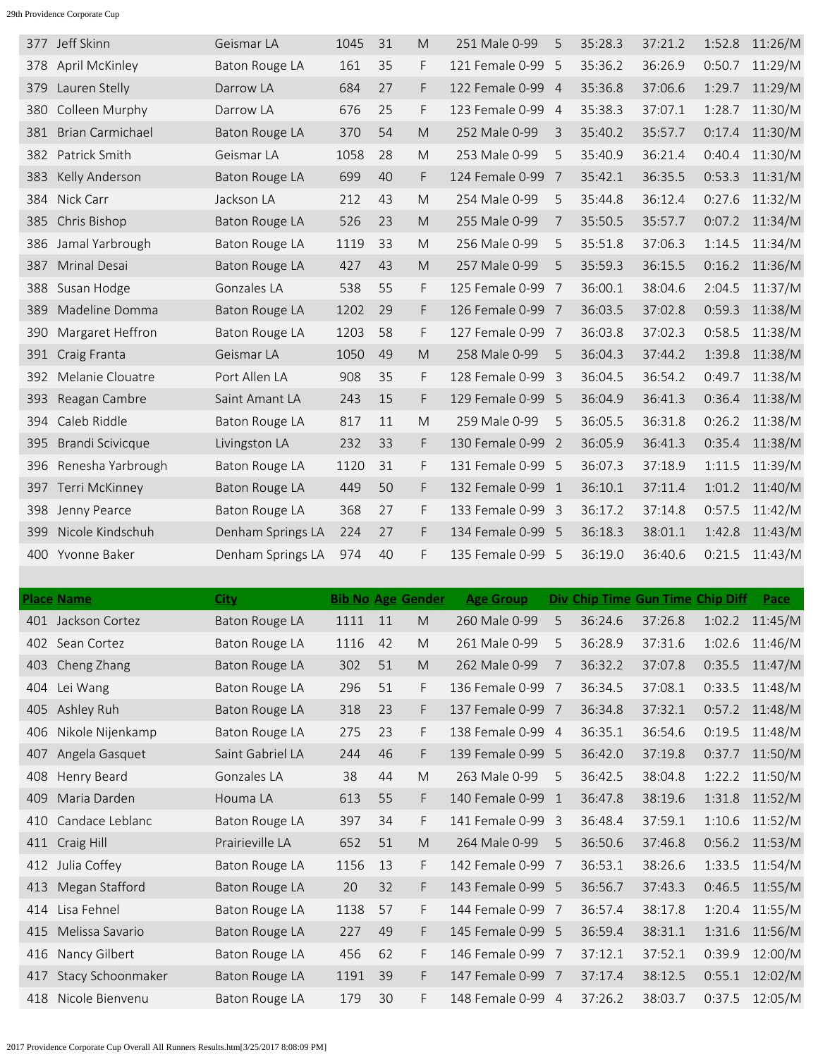| Place | Name | City | Bib No | Age | Gender | Age Group | Div | Chip Time | Gun Time | Chip Diff | Pace |
|---|---|---|---|---|---|---|---|---|---|---|---|
| 377 | Jeff Skinn | Geismar LA | 1045 | 31 | M | 251 Male 0-99 | 5 | 35:28.3 | 37:21.2 | 1:52.8 | 11:26/M |
| 378 | April McKinley | Baton Rouge LA | 161 | 35 | F | 121 Female 0-99 | 5 | 35:36.2 | 36:26.9 | 0:50.7 | 11:29/M |
| 379 | Lauren Stelly | Darrow LA | 684 | 27 | F | 122 Female 0-99 | 4 | 35:36.8 | 37:06.6 | 1:29.7 | 11:29/M |
| 380 | Colleen Murphy | Darrow LA | 676 | 25 | F | 123 Female 0-99 | 4 | 35:38.3 | 37:07.1 | 1:28.7 | 11:30/M |
| 381 | Brian Carmichael | Baton Rouge LA | 370 | 54 | M | 252 Male 0-99 | 3 | 35:40.2 | 35:57.7 | 0:17.4 | 11:30/M |
| 382 | Patrick Smith | Geismar LA | 1058 | 28 | M | 253 Male 0-99 | 5 | 35:40.9 | 36:21.4 | 0:40.4 | 11:30/M |
| 383 | Kelly Anderson | Baton Rouge LA | 699 | 40 | F | 124 Female 0-99 | 7 | 35:42.1 | 36:35.5 | 0:53.3 | 11:31/M |
| 384 | Nick Carr | Jackson LA | 212 | 43 | M | 254 Male 0-99 | 5 | 35:44.8 | 36:12.4 | 0:27.6 | 11:32/M |
| 385 | Chris Bishop | Baton Rouge LA | 526 | 23 | M | 255 Male 0-99 | 7 | 35:50.5 | 35:57.7 | 0:07.2 | 11:34/M |
| 386 | Jamal Yarbrough | Baton Rouge LA | 1119 | 33 | M | 256 Male 0-99 | 5 | 35:51.8 | 37:06.3 | 1:14.5 | 11:34/M |
| 387 | Mrinal Desai | Baton Rouge LA | 427 | 43 | M | 257 Male 0-99 | 5 | 35:59.3 | 36:15.5 | 0:16.2 | 11:36/M |
| 388 | Susan Hodge | Gonzales LA | 538 | 55 | F | 125 Female 0-99 | 7 | 36:00.1 | 38:04.6 | 2:04.5 | 11:37/M |
| 389 | Madeline Domma | Baton Rouge LA | 1202 | 29 | F | 126 Female 0-99 | 7 | 36:03.5 | 37:02.8 | 0:59.3 | 11:38/M |
| 390 | Margaret Heffron | Baton Rouge LA | 1203 | 58 | F | 127 Female 0-99 | 7 | 36:03.8 | 37:02.3 | 0:58.5 | 11:38/M |
| 391 | Craig Franta | Geismar LA | 1050 | 49 | M | 258 Male 0-99 | 5 | 36:04.3 | 37:44.2 | 1:39.8 | 11:38/M |
| 392 | Melanie Clouatre | Port Allen LA | 908 | 35 | F | 128 Female 0-99 | 3 | 36:04.5 | 36:54.2 | 0:49.7 | 11:38/M |
| 393 | Reagan Cambre | Saint Amant LA | 243 | 15 | F | 129 Female 0-99 | 5 | 36:04.9 | 36:41.3 | 0:36.4 | 11:38/M |
| 394 | Caleb Riddle | Baton Rouge LA | 817 | 11 | M | 259 Male 0-99 | 5 | 36:05.5 | 36:31.8 | 0:26.2 | 11:38/M |
| 395 | Brandi Scivicque | Livingston LA | 232 | 33 | F | 130 Female 0-99 | 2 | 36:05.9 | 36:41.3 | 0:35.4 | 11:38/M |
| 396 | Renesha Yarbrough | Baton Rouge LA | 1120 | 31 | F | 131 Female 0-99 | 5 | 36:07.3 | 37:18.9 | 1:11.5 | 11:39/M |
| 397 | Terri McKinney | Baton Rouge LA | 449 | 50 | F | 132 Female 0-99 | 1 | 36:10.1 | 37:11.4 | 1:01.2 | 11:40/M |
| 398 | Jenny Pearce | Baton Rouge LA | 368 | 27 | F | 133 Female 0-99 | 3 | 36:17.2 | 37:14.8 | 0:57.5 | 11:42/M |
| 399 | Nicole Kindschuh | Denham Springs LA | 224 | 27 | F | 134 Female 0-99 | 5 | 36:18.3 | 38:01.1 | 1:42.8 | 11:43/M |
| 400 | Yvonne Baker | Denham Springs LA | 974 | 40 | F | 135 Female 0-99 | 5 | 36:19.0 | 36:40.6 | 0:21.5 | 11:43/M |
| 401 | Jackson Cortez | Baton Rouge LA | 1111 | 11 | M | 260 Male 0-99 | 5 | 36:24.6 | 37:26.8 | 1:02.2 | 11:45/M |
| 402 | Sean Cortez | Baton Rouge LA | 1116 | 42 | M | 261 Male 0-99 | 5 | 36:28.9 | 37:31.6 | 1:02.6 | 11:46/M |
| 403 | Cheng Zhang | Baton Rouge LA | 302 | 51 | M | 262 Male 0-99 | 7 | 36:32.2 | 37:07.8 | 0:35.5 | 11:47/M |
| 404 | Lei Wang | Baton Rouge LA | 296 | 51 | F | 136 Female 0-99 | 7 | 36:34.5 | 37:08.1 | 0:33.5 | 11:48/M |
| 405 | Ashley Ruh | Baton Rouge LA | 318 | 23 | F | 137 Female 0-99 | 7 | 36:34.8 | 37:32.1 | 0:57.2 | 11:48/M |
| 406 | Nikole Nijenkamp | Baton Rouge LA | 275 | 23 | F | 138 Female 0-99 | 4 | 36:35.1 | 36:54.6 | 0:19.5 | 11:48/M |
| 407 | Angela Gasquet | Saint Gabriel LA | 244 | 46 | F | 139 Female 0-99 | 5 | 36:42.0 | 37:19.8 | 0:37.7 | 11:50/M |
| 408 | Henry Beard | Gonzales LA | 38 | 44 | M | 263 Male 0-99 | 5 | 36:42.5 | 38:04.8 | 1:22.2 | 11:50/M |
| 409 | Maria Darden | Houma LA | 613 | 55 | F | 140 Female 0-99 | 1 | 36:47.8 | 38:19.6 | 1:31.8 | 11:52/M |
| 410 | Candace Leblanc | Baton Rouge LA | 397 | 34 | F | 141 Female 0-99 | 3 | 36:48.4 | 37:59.1 | 1:10.6 | 11:52/M |
| 411 | Craig Hill | Prairieville LA | 652 | 51 | M | 264 Male 0-99 | 5 | 36:50.6 | 37:46.8 | 0:56.2 | 11:53/M |
| 412 | Julia Coffey | Baton Rouge LA | 1156 | 13 | F | 142 Female 0-99 | 7 | 36:53.1 | 38:26.6 | 1:33.5 | 11:54/M |
| 413 | Megan Stafford | Baton Rouge LA | 20 | 32 | F | 143 Female 0-99 | 5 | 36:56.7 | 37:43.3 | 0:46.5 | 11:55/M |
| 414 | Lisa Fehnel | Baton Rouge LA | 1138 | 57 | F | 144 Female 0-99 | 7 | 36:57.4 | 38:17.8 | 1:20.4 | 11:55/M |
| 415 | Melissa Savario | Baton Rouge LA | 227 | 49 | F | 145 Female 0-99 | 5 | 36:59.4 | 38:31.1 | 1:31.6 | 11:56/M |
| 416 | Nancy Gilbert | Baton Rouge LA | 456 | 62 | F | 146 Female 0-99 | 7 | 37:12.1 | 37:52.1 | 0:39.9 | 12:00/M |
| 417 | Stacy Schoonmaker | Baton Rouge LA | 1191 | 39 | F | 147 Female 0-99 | 7 | 37:17.4 | 38:12.5 | 0:55.1 | 12:02/M |
| 418 | Nicole Bienvenu | Baton Rouge LA | 179 | 30 | F | 148 Female 0-99 | 4 | 37:26.2 | 38:03.7 | 0:37.5 | 12:05/M |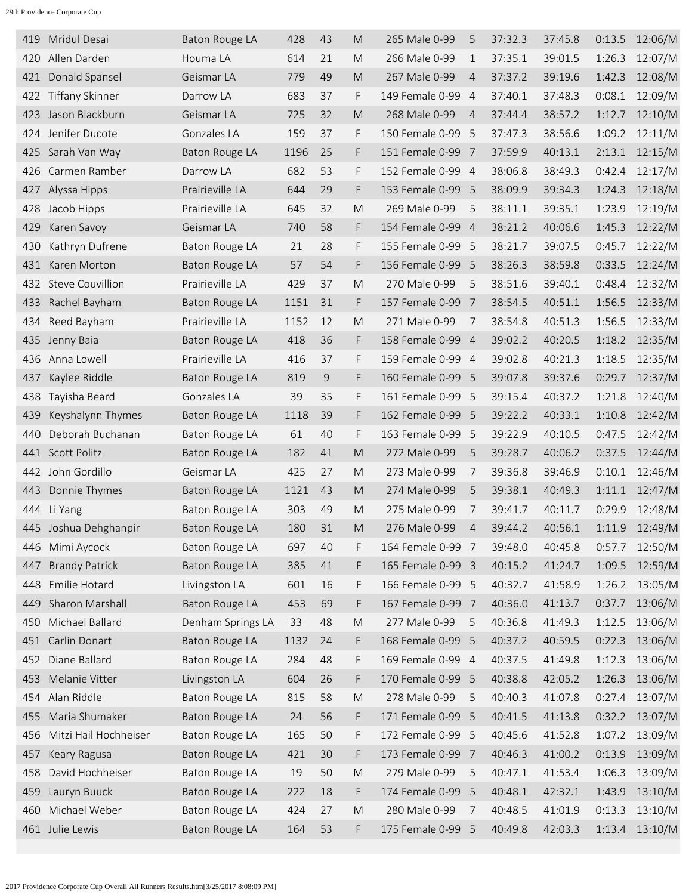| 419 | Mridul Desai | Baton Rouge LA | 428 | 43 | M | 265 Male 0-99 | 5 | 37:32.3 | 37:45.8 | 0:13.5 | 12:06/M |
|---|---|---|---|---|---|---|---|---|---|---|---|
| 420 | Allen Darden | Houma LA | 614 | 21 | M | 266 Male 0-99 | 1 | 37:35.1 | 39:01.5 | 1:26.3 | 12:07/M |
| 421 | Donald Spansel | Geismar LA | 779 | 49 | M | 267 Male 0-99 | 4 | 37:37.2 | 39:19.6 | 1:42.3 | 12:08/M |
| 422 | Tiffany Skinner | Darrow LA | 683 | 37 | F | 149 Female 0-99 | 4 | 37:40.1 | 37:48.3 | 0:08.1 | 12:09/M |
| 423 | Jason Blackburn | Geismar LA | 725 | 32 | M | 268 Male 0-99 | 4 | 37:44.4 | 38:57.2 | 1:12.7 | 12:10/M |
| 424 | Jenifer Ducote | Gonzales LA | 159 | 37 | F | 150 Female 0-99 | 5 | 37:47.3 | 38:56.6 | 1:09.2 | 12:11/M |
| 425 | Sarah Van Way | Baton Rouge LA | 1196 | 25 | F | 151 Female 0-99 | 7 | 37:59.9 | 40:13.1 | 2:13.1 | 12:15/M |
| 426 | Carmen Ramber | Darrow LA | 682 | 53 | F | 152 Female 0-99 | 4 | 38:06.8 | 38:49.3 | 0:42.4 | 12:17/M |
| 427 | Alyssa Hipps | Prairieville LA | 644 | 29 | F | 153 Female 0-99 | 5 | 38:09.9 | 39:34.3 | 1:24.3 | 12:18/M |
| 428 | Jacob Hipps | Prairieville LA | 645 | 32 | M | 269 Male 0-99 | 5 | 38:11.1 | 39:35.1 | 1:23.9 | 12:19/M |
| 429 | Karen Savoy | Geismar LA | 740 | 58 | F | 154 Female 0-99 | 4 | 38:21.2 | 40:06.6 | 1:45.3 | 12:22/M |
| 430 | Kathryn Dufrene | Baton Rouge LA | 21 | 28 | F | 155 Female 0-99 | 5 | 38:21.7 | 39:07.5 | 0:45.7 | 12:22/M |
| 431 | Karen Morton | Baton Rouge LA | 57 | 54 | F | 156 Female 0-99 | 5 | 38:26.3 | 38:59.8 | 0:33.5 | 12:24/M |
| 432 | Steve Couvillion | Prairieville LA | 429 | 37 | M | 270 Male 0-99 | 5 | 38:51.6 | 39:40.1 | 0:48.4 | 12:32/M |
| 433 | Rachel Bayham | Baton Rouge LA | 1151 | 31 | F | 157 Female 0-99 | 7 | 38:54.5 | 40:51.1 | 1:56.5 | 12:33/M |
| 434 | Reed Bayham | Prairieville LA | 1152 | 12 | M | 271 Male 0-99 | 7 | 38:54.8 | 40:51.3 | 1:56.5 | 12:33/M |
| 435 | Jenny Baia | Baton Rouge LA | 418 | 36 | F | 158 Female 0-99 | 4 | 39:02.2 | 40:20.5 | 1:18.2 | 12:35/M |
| 436 | Anna Lowell | Prairieville LA | 416 | 37 | F | 159 Female 0-99 | 4 | 39:02.8 | 40:21.3 | 1:18.5 | 12:35/M |
| 437 | Kaylee Riddle | Baton Rouge LA | 819 | 9 | F | 160 Female 0-99 | 5 | 39:07.8 | 39:37.6 | 0:29.7 | 12:37/M |
| 438 | Tayisha Beard | Gonzales LA | 39 | 35 | F | 161 Female 0-99 | 5 | 39:15.4 | 40:37.2 | 1:21.8 | 12:40/M |
| 439 | Keyshalynn Thymes | Baton Rouge LA | 1118 | 39 | F | 162 Female 0-99 | 5 | 39:22.2 | 40:33.1 | 1:10.8 | 12:42/M |
| 440 | Deborah Buchanan | Baton Rouge LA | 61 | 40 | F | 163 Female 0-99 | 5 | 39:22.9 | 40:10.5 | 0:47.5 | 12:42/M |
| 441 | Scott Politz | Baton Rouge LA | 182 | 41 | M | 272 Male 0-99 | 5 | 39:28.7 | 40:06.2 | 0:37.5 | 12:44/M |
| 442 | John Gordillo | Geismar LA | 425 | 27 | M | 273 Male 0-99 | 7 | 39:36.8 | 39:46.9 | 0:10.1 | 12:46/M |
| 443 | Donnie Thymes | Baton Rouge LA | 1121 | 43 | M | 274 Male 0-99 | 5 | 39:38.1 | 40:49.3 | 1:11.1 | 12:47/M |
| 444 | Li Yang | Baton Rouge LA | 303 | 49 | M | 275 Male 0-99 | 7 | 39:41.7 | 40:11.7 | 0:29.9 | 12:48/M |
| 445 | Joshua Dehghanpir | Baton Rouge LA | 180 | 31 | M | 276 Male 0-99 | 4 | 39:44.2 | 40:56.1 | 1:11.9 | 12:49/M |
| 446 | Mimi Aycock | Baton Rouge LA | 697 | 40 | F | 164 Female 0-99 | 7 | 39:48.0 | 40:45.8 | 0:57.7 | 12:50/M |
| 447 | Brandy Patrick | Baton Rouge LA | 385 | 41 | F | 165 Female 0-99 | 3 | 40:15.2 | 41:24.7 | 1:09.5 | 12:59/M |
| 448 | Emilie Hotard | Livingston LA | 601 | 16 | F | 166 Female 0-99 | 5 | 40:32.7 | 41:58.9 | 1:26.2 | 13:05/M |
| 449 | Sharon Marshall | Baton Rouge LA | 453 | 69 | F | 167 Female 0-99 | 7 | 40:36.0 | 41:13.7 | 0:37.7 | 13:06/M |
| 450 | Michael Ballard | Denham Springs LA | 33 | 48 | M | 277 Male 0-99 | 5 | 40:36.8 | 41:49.3 | 1:12.5 | 13:06/M |
| 451 | Carlin Donart | Baton Rouge LA | 1132 | 24 | F | 168 Female 0-99 | 5 | 40:37.2 | 40:59.5 | 0:22.3 | 13:06/M |
| 452 | Diane Ballard | Baton Rouge LA | 284 | 48 | F | 169 Female 0-99 | 4 | 40:37.5 | 41:49.8 | 1:12.3 | 13:06/M |
| 453 | Melanie Vitter | Livingston LA | 604 | 26 | F | 170 Female 0-99 | 5 | 40:38.8 | 42:05.2 | 1:26.3 | 13:06/M |
| 454 | Alan Riddle | Baton Rouge LA | 815 | 58 | M | 278 Male 0-99 | 5 | 40:40.3 | 41:07.8 | 0:27.4 | 13:07/M |
| 455 | Maria Shumaker | Baton Rouge LA | 24 | 56 | F | 171 Female 0-99 | 5 | 40:41.5 | 41:13.8 | 0:32.2 | 13:07/M |
| 456 | Mitzi Hail Hochheiser | Baton Rouge LA | 165 | 50 | F | 172 Female 0-99 | 5 | 40:45.6 | 41:52.8 | 1:07.2 | 13:09/M |
| 457 | Keary Ragusa | Baton Rouge LA | 421 | 30 | F | 173 Female 0-99 | 7 | 40:46.3 | 41:00.2 | 0:13.9 | 13:09/M |
| 458 | David Hochheiser | Baton Rouge LA | 19 | 50 | M | 279 Male 0-99 | 5 | 40:47.1 | 41:53.4 | 1:06.3 | 13:09/M |
| 459 | Lauryn Buuck | Baton Rouge LA | 222 | 18 | F | 174 Female 0-99 | 5 | 40:48.1 | 42:32.1 | 1:43.9 | 13:10/M |
| 460 | Michael Weber | Baton Rouge LA | 424 | 27 | M | 280 Male 0-99 | 7 | 40:48.5 | 41:01.9 | 0:13.3 | 13:10/M |
| 461 | Julie Lewis | Baton Rouge LA | 164 | 53 | F | 175 Female 0-99 | 5 | 40:49.8 | 42:03.3 | 1:13.4 | 13:10/M |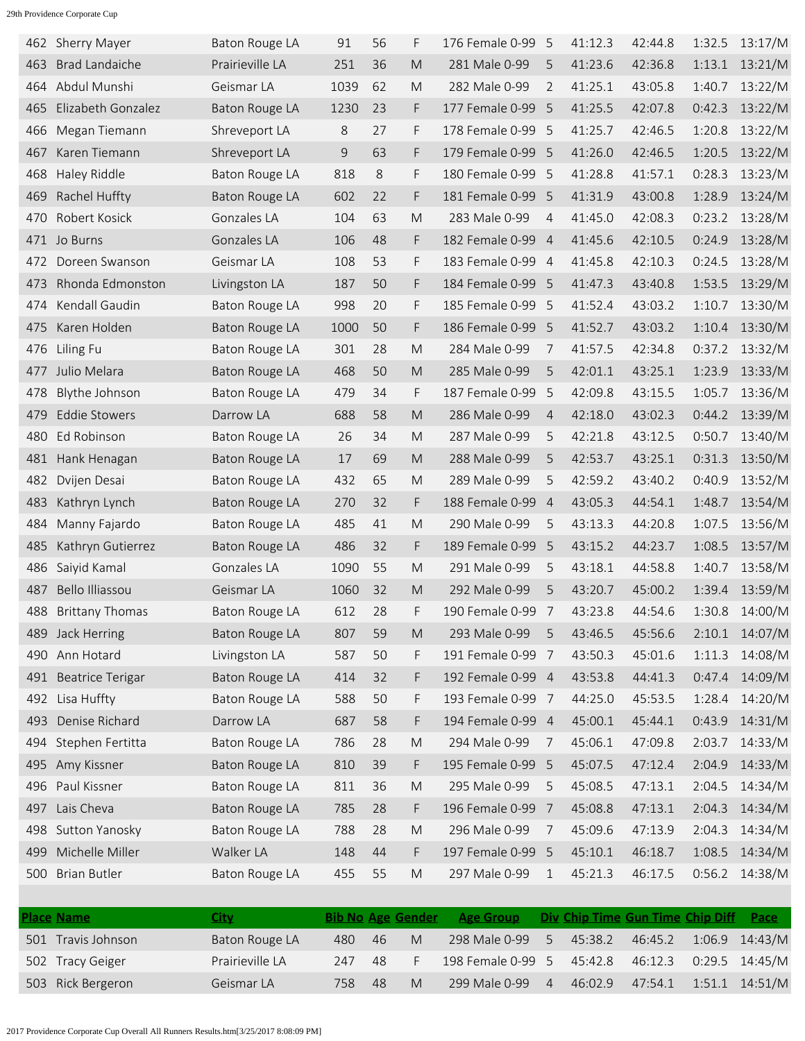| Place | Name | City | Bib No | Age | Gender | Age Group | Div | Chip Time | Gun Time | Chip Diff | Pace |
|---|---|---|---|---|---|---|---|---|---|---|---|
| 462 | Sherry Mayer | Baton Rouge LA | 91 | 56 | F | 176 Female 0-99 | 5 | 41:12.3 | 42:44.8 | 1:32.5 | 13:17/M |
| 463 | Brad Landaiche | Prairieville LA | 251 | 36 | M | 281 Male 0-99 | 5 | 41:23.6 | 42:36.8 | 1:13.1 | 13:21/M |
| 464 | Abdul Munshi | Geismar LA | 1039 | 62 | M | 282 Male 0-99 | 2 | 41:25.1 | 43:05.8 | 1:40.7 | 13:22/M |
| 465 | Elizabeth Gonzalez | Baton Rouge LA | 1230 | 23 | F | 177 Female 0-99 | 5 | 41:25.5 | 42:07.8 | 0:42.3 | 13:22/M |
| 466 | Megan Tiemann | Shreveport LA | 8 | 27 | F | 178 Female 0-99 | 5 | 41:25.7 | 42:46.5 | 1:20.8 | 13:22/M |
| 467 | Karen Tiemann | Shreveport LA | 9 | 63 | F | 179 Female 0-99 | 5 | 41:26.0 | 42:46.5 | 1:20.5 | 13:22/M |
| 468 | Haley Riddle | Baton Rouge LA | 818 | 8 | F | 180 Female 0-99 | 5 | 41:28.8 | 41:57.1 | 0:28.3 | 13:23/M |
| 469 | Rachel Huffty | Baton Rouge LA | 602 | 22 | F | 181 Female 0-99 | 5 | 41:31.9 | 43:00.8 | 1:28.9 | 13:24/M |
| 470 | Robert Kosick | Gonzales LA | 104 | 63 | M | 283 Male 0-99 | 4 | 41:45.0 | 42:08.3 | 0:23.2 | 13:28/M |
| 471 | Jo Burns | Gonzales LA | 106 | 48 | F | 182 Female 0-99 | 4 | 41:45.6 | 42:10.5 | 0:24.9 | 13:28/M |
| 472 | Doreen Swanson | Geismar LA | 108 | 53 | F | 183 Female 0-99 | 4 | 41:45.8 | 42:10.3 | 0:24.5 | 13:28/M |
| 473 | Rhonda Edmonston | Livingston LA | 187 | 50 | F | 184 Female 0-99 | 5 | 41:47.3 | 43:40.8 | 1:53.5 | 13:29/M |
| 474 | Kendall Gaudin | Baton Rouge LA | 998 | 20 | F | 185 Female 0-99 | 5 | 41:52.4 | 43:03.2 | 1:10.7 | 13:30/M |
| 475 | Karen Holden | Baton Rouge LA | 1000 | 50 | F | 186 Female 0-99 | 5 | 41:52.7 | 43:03.2 | 1:10.4 | 13:30/M |
| 476 | Liling Fu | Baton Rouge LA | 301 | 28 | M | 284 Male 0-99 | 7 | 41:57.5 | 42:34.8 | 0:37.2 | 13:32/M |
| 477 | Julio Melara | Baton Rouge LA | 468 | 50 | M | 285 Male 0-99 | 5 | 42:01.1 | 43:25.1 | 1:23.9 | 13:33/M |
| 478 | Blythe Johnson | Baton Rouge LA | 479 | 34 | F | 187 Female 0-99 | 5 | 42:09.8 | 43:15.5 | 1:05.7 | 13:36/M |
| 479 | Eddie Stowers | Darrow LA | 688 | 58 | M | 286 Male 0-99 | 4 | 42:18.0 | 43:02.3 | 0:44.2 | 13:39/M |
| 480 | Ed Robinson | Baton Rouge LA | 26 | 34 | M | 287 Male 0-99 | 5 | 42:21.8 | 43:12.5 | 0:50.7 | 13:40/M |
| 481 | Hank Henagan | Baton Rouge LA | 17 | 69 | M | 288 Male 0-99 | 5 | 42:53.7 | 43:25.1 | 0:31.3 | 13:50/M |
| 482 | Dvijen Desai | Baton Rouge LA | 432 | 65 | M | 289 Male 0-99 | 5 | 42:59.2 | 43:40.2 | 0:40.9 | 13:52/M |
| 483 | Kathryn Lynch | Baton Rouge LA | 270 | 32 | F | 188 Female 0-99 | 4 | 43:05.3 | 44:54.1 | 1:48.7 | 13:54/M |
| 484 | Manny Fajardo | Baton Rouge LA | 485 | 41 | M | 290 Male 0-99 | 5 | 43:13.3 | 44:20.8 | 1:07.5 | 13:56/M |
| 485 | Kathryn Gutierrez | Baton Rouge LA | 486 | 32 | F | 189 Female 0-99 | 5 | 43:15.2 | 44:23.7 | 1:08.5 | 13:57/M |
| 486 | Saiyid Kamal | Gonzales LA | 1090 | 55 | M | 291 Male 0-99 | 5 | 43:18.1 | 44:58.8 | 1:40.7 | 13:58/M |
| 487 | Bello Illiassou | Geismar LA | 1060 | 32 | M | 292 Male 0-99 | 5 | 43:20.7 | 45:00.2 | 1:39.4 | 13:59/M |
| 488 | Brittany Thomas | Baton Rouge LA | 612 | 28 | F | 190 Female 0-99 | 7 | 43:23.8 | 44:54.6 | 1:30.8 | 14:00/M |
| 489 | Jack Herring | Baton Rouge LA | 807 | 59 | M | 293 Male 0-99 | 5 | 43:46.5 | 45:56.6 | 2:10.1 | 14:07/M |
| 490 | Ann Hotard | Livingston LA | 587 | 50 | F | 191 Female 0-99 | 7 | 43:50.3 | 45:01.6 | 1:11.3 | 14:08/M |
| 491 | Beatrice Terigar | Baton Rouge LA | 414 | 32 | F | 192 Female 0-99 | 4 | 43:53.8 | 44:41.3 | 0:47.4 | 14:09/M |
| 492 | Lisa Huffty | Baton Rouge LA | 588 | 50 | F | 193 Female 0-99 | 7 | 44:25.0 | 45:53.5 | 1:28.4 | 14:20/M |
| 493 | Denise Richard | Darrow LA | 687 | 58 | F | 194 Female 0-99 | 4 | 45:00.1 | 45:44.1 | 0:43.9 | 14:31/M |
| 494 | Stephen Fertitta | Baton Rouge LA | 786 | 28 | M | 294 Male 0-99 | 7 | 45:06.1 | 47:09.8 | 2:03.7 | 14:33/M |
| 495 | Amy Kissner | Baton Rouge LA | 810 | 39 | F | 195 Female 0-99 | 5 | 45:07.5 | 47:12.4 | 2:04.9 | 14:33/M |
| 496 | Paul Kissner | Baton Rouge LA | 811 | 36 | M | 295 Male 0-99 | 5 | 45:08.5 | 47:13.1 | 2:04.5 | 14:34/M |
| 497 | Lais Cheva | Baton Rouge LA | 785 | 28 | F | 196 Female 0-99 | 7 | 45:08.8 | 47:13.1 | 2:04.3 | 14:34/M |
| 498 | Sutton Yanosky | Baton Rouge LA | 788 | 28 | M | 296 Male 0-99 | 7 | 45:09.6 | 47:13.9 | 2:04.3 | 14:34/M |
| 499 | Michelle Miller | Walker LA | 148 | 44 | F | 197 Female 0-99 | 5 | 45:10.1 | 46:18.7 | 1:08.5 | 14:34/M |
| 500 | Brian Butler | Baton Rouge LA | 455 | 55 | M | 297 Male 0-99 | 1 | 45:21.3 | 46:17.5 | 0:56.2 | 14:38/M |

| Place | Name | City | Bib No | Age | Gender | Age Group | Div | Chip Time | Gun Time | Chip Diff | Pace |
|---|---|---|---|---|---|---|---|---|---|---|---|
| 501 | Travis Johnson | Baton Rouge LA | 480 | 46 | M | 298 Male 0-99 | 5 | 45:38.2 | 46:45.2 | 1:06.9 | 14:43/M |
| 502 | Tracy Geiger | Prairieville LA | 247 | 48 | F | 198 Female 0-99 | 5 | 45:42.8 | 46:12.3 | 0:29.5 | 14:45/M |
| 503 | Rick Bergeron | Geismar LA | 758 | 48 | M | 299 Male 0-99 | 4 | 46:02.9 | 47:54.1 | 1:51.1 | 14:51/M |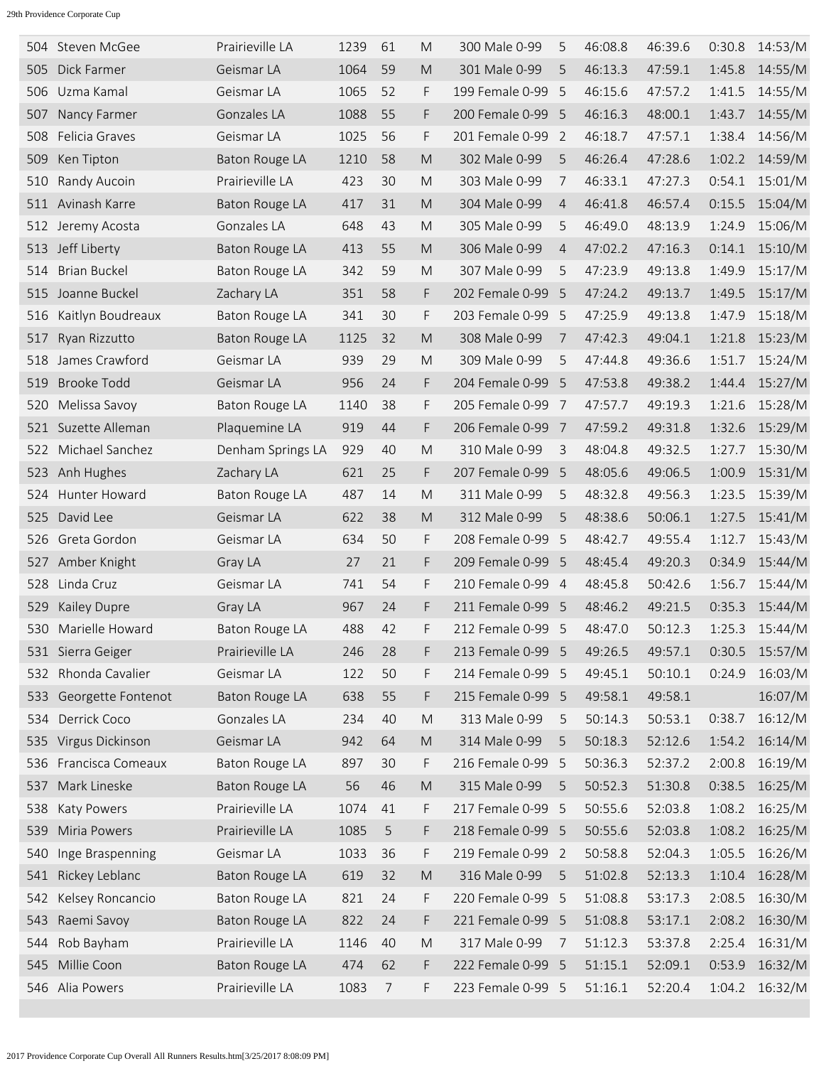| 504 | Steven McGee | Prairieville LA | 1239 | 61 | M | 300 Male 0-99 | 5 | 46:08.8 | 46:39.6 | 0:30.8 | 14:53/M |
|---|---|---|---|---|---|---|---|---|---|---|---|
| 505 | Dick Farmer | Geismar LA | 1064 | 59 | M | 301 Male 0-99 | 5 | 46:13.3 | 47:59.1 | 1:45.8 | 14:55/M |
| 506 | Uzma Kamal | Geismar LA | 1065 | 52 | F | 199 Female 0-99 | 5 | 46:15.6 | 47:57.2 | 1:41.5 | 14:55/M |
| 507 | Nancy Farmer | Gonzales LA | 1088 | 55 | F | 200 Female 0-99 | 5 | 46:16.3 | 48:00.1 | 1:43.7 | 14:55/M |
| 508 | Felicia Graves | Geismar LA | 1025 | 56 | F | 201 Female 0-99 | 2 | 46:18.7 | 47:57.1 | 1:38.4 | 14:56/M |
| 509 | Ken Tipton | Baton Rouge LA | 1210 | 58 | M | 302 Male 0-99 | 5 | 46:26.4 | 47:28.6 | 1:02.2 | 14:59/M |
| 510 | Randy Aucoin | Prairieville LA | 423 | 30 | M | 303 Male 0-99 | 7 | 46:33.1 | 47:27.3 | 0:54.1 | 15:01/M |
| 511 | Avinash Karre | Baton Rouge LA | 417 | 31 | M | 304 Male 0-99 | 4 | 46:41.8 | 46:57.4 | 0:15.5 | 15:04/M |
| 512 | Jeremy Acosta | Gonzales LA | 648 | 43 | M | 305 Male 0-99 | 5 | 46:49.0 | 48:13.9 | 1:24.9 | 15:06/M |
| 513 | Jeff Liberty | Baton Rouge LA | 413 | 55 | M | 306 Male 0-99 | 4 | 47:02.2 | 47:16.3 | 0:14.1 | 15:10/M |
| 514 | Brian Buckel | Baton Rouge LA | 342 | 59 | M | 307 Male 0-99 | 5 | 47:23.9 | 49:13.8 | 1:49.9 | 15:17/M |
| 515 | Joanne Buckel | Zachary LA | 351 | 58 | F | 202 Female 0-99 | 5 | 47:24.2 | 49:13.7 | 1:49.5 | 15:17/M |
| 516 | Kaitlyn Boudreaux | Baton Rouge LA | 341 | 30 | F | 203 Female 0-99 | 5 | 47:25.9 | 49:13.8 | 1:47.9 | 15:18/M |
| 517 | Ryan Rizzutto | Baton Rouge LA | 1125 | 32 | M | 308 Male 0-99 | 7 | 47:42.3 | 49:04.1 | 1:21.8 | 15:23/M |
| 518 | James Crawford | Geismar LA | 939 | 29 | M | 309 Male 0-99 | 5 | 47:44.8 | 49:36.6 | 1:51.7 | 15:24/M |
| 519 | Brooke Todd | Geismar LA | 956 | 24 | F | 204 Female 0-99 | 5 | 47:53.8 | 49:38.2 | 1:44.4 | 15:27/M |
| 520 | Melissa Savoy | Baton Rouge LA | 1140 | 38 | F | 205 Female 0-99 | 7 | 47:57.7 | 49:19.3 | 1:21.6 | 15:28/M |
| 521 | Suzette Alleman | Plaquemine LA | 919 | 44 | F | 206 Female 0-99 | 7 | 47:59.2 | 49:31.8 | 1:32.6 | 15:29/M |
| 522 | Michael Sanchez | Denham Springs LA | 929 | 40 | M | 310 Male 0-99 | 3 | 48:04.8 | 49:32.5 | 1:27.7 | 15:30/M |
| 523 | Anh Hughes | Zachary LA | 621 | 25 | F | 207 Female 0-99 | 5 | 48:05.6 | 49:06.5 | 1:00.9 | 15:31/M |
| 524 | Hunter Howard | Baton Rouge LA | 487 | 14 | M | 311 Male 0-99 | 5 | 48:32.8 | 49:56.3 | 1:23.5 | 15:39/M |
| 525 | David Lee | Geismar LA | 622 | 38 | M | 312 Male 0-99 | 5 | 48:38.6 | 50:06.1 | 1:27.5 | 15:41/M |
| 526 | Greta Gordon | Geismar LA | 634 | 50 | F | 208 Female 0-99 | 5 | 48:42.7 | 49:55.4 | 1:12.7 | 15:43/M |
| 527 | Amber Knight | Gray LA | 27 | 21 | F | 209 Female 0-99 | 5 | 48:45.4 | 49:20.3 | 0:34.9 | 15:44/M |
| 528 | Linda Cruz | Geismar LA | 741 | 54 | F | 210 Female 0-99 | 4 | 48:45.8 | 50:42.6 | 1:56.7 | 15:44/M |
| 529 | Kailey Dupre | Gray LA | 967 | 24 | F | 211 Female 0-99 | 5 | 48:46.2 | 49:21.5 | 0:35.3 | 15:44/M |
| 530 | Marielle Howard | Baton Rouge LA | 488 | 42 | F | 212 Female 0-99 | 5 | 48:47.0 | 50:12.3 | 1:25.3 | 15:44/M |
| 531 | Sierra Geiger | Prairieville LA | 246 | 28 | F | 213 Female 0-99 | 5 | 49:26.5 | 49:57.1 | 0:30.5 | 15:57/M |
| 532 | Rhonda Cavalier | Geismar LA | 122 | 50 | F | 214 Female 0-99 | 5 | 49:45.1 | 50:10.1 | 0:24.9 | 16:03/M |
| 533 | Georgette Fontenot | Baton Rouge LA | 638 | 55 | F | 215 Female 0-99 | 5 | 49:58.1 | 49:58.1 | | 16:07/M |
| 534 | Derrick Coco | Gonzales LA | 234 | 40 | M | 313 Male 0-99 | 5 | 50:14.3 | 50:53.1 | 0:38.7 | 16:12/M |
| 535 | Virgus Dickinson | Geismar LA | 942 | 64 | M | 314 Male 0-99 | 5 | 50:18.3 | 52:12.6 | 1:54.2 | 16:14/M |
| 536 | Francisca Comeaux | Baton Rouge LA | 897 | 30 | F | 216 Female 0-99 | 5 | 50:36.3 | 52:37.2 | 2:00.8 | 16:19/M |
| 537 | Mark Lineske | Baton Rouge LA | 56 | 46 | M | 315 Male 0-99 | 5 | 50:52.3 | 51:30.8 | 0:38.5 | 16:25/M |
| 538 | Katy Powers | Prairieville LA | 1074 | 41 | F | 217 Female 0-99 | 5 | 50:55.6 | 52:03.8 | 1:08.2 | 16:25/M |
| 539 | Miria Powers | Prairieville LA | 1085 | 5 | F | 218 Female 0-99 | 5 | 50:55.6 | 52:03.8 | 1:08.2 | 16:25/M |
| 540 | Inge Braspenning | Geismar LA | 1033 | 36 | F | 219 Female 0-99 | 2 | 50:58.8 | 52:04.3 | 1:05.5 | 16:26/M |
| 541 | Rickey Leblanc | Baton Rouge LA | 619 | 32 | M | 316 Male 0-99 | 5 | 51:02.8 | 52:13.3 | 1:10.4 | 16:28/M |
| 542 | Kelsey Roncancio | Baton Rouge LA | 821 | 24 | F | 220 Female 0-99 | 5 | 51:08.8 | 53:17.3 | 2:08.5 | 16:30/M |
| 543 | Raemi Savoy | Baton Rouge LA | 822 | 24 | F | 221 Female 0-99 | 5 | 51:08.8 | 53:17.1 | 2:08.2 | 16:30/M |
| 544 | Rob Bayham | Prairieville LA | 1146 | 40 | M | 317 Male 0-99 | 7 | 51:12.3 | 53:37.8 | 2:25.4 | 16:31/M |
| 545 | Millie Coon | Baton Rouge LA | 474 | 62 | F | 222 Female 0-99 | 5 | 51:15.1 | 52:09.1 | 0:53.9 | 16:32/M |
| 546 | Alia Powers | Prairieville LA | 1083 | 7 | F | 223 Female 0-99 | 5 | 51:16.1 | 52:20.4 | 1:04.2 | 16:32/M |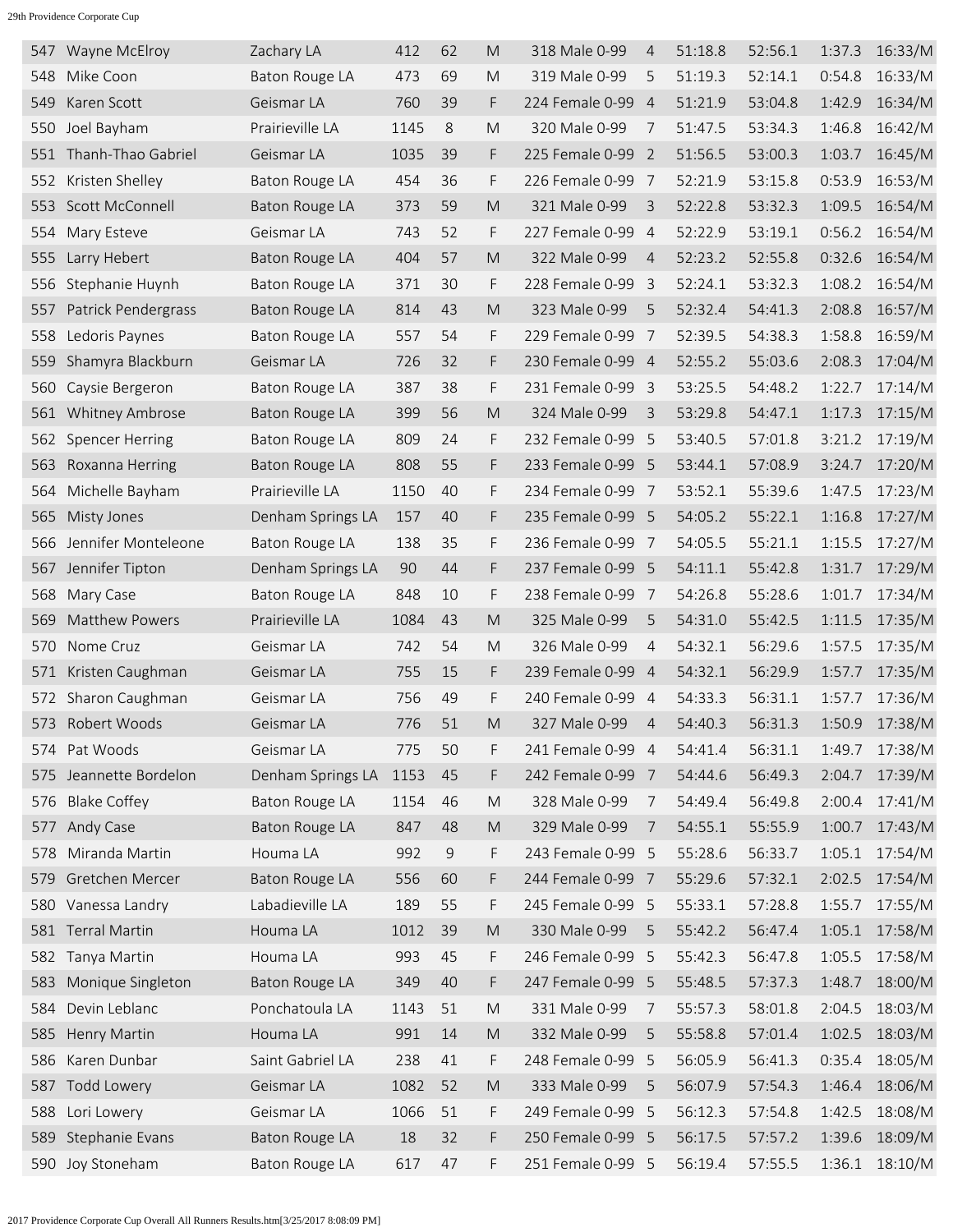| 547 | Wayne McElroy | Zachary LA | 412 | 62 | M | 318 Male 0-99 | 4 | 51:18.8 | 52:56.1 | 1:37.3 | 16:33/M |
|---|---|---|---|---|---|---|---|---|---|---|---|
| 548 | Mike Coon | Baton Rouge LA | 473 | 69 | M | 319 Male 0-99 | 5 | 51:19.3 | 52:14.1 | 0:54.8 | 16:33/M |
| 549 | Karen Scott | Geismar LA | 760 | 39 | F | 224 Female 0-99 | 4 | 51:21.9 | 53:04.8 | 1:42.9 | 16:34/M |
| 550 | Joel Bayham | Prairieville LA | 1145 | 8 | M | 320 Male 0-99 | 7 | 51:47.5 | 53:34.3 | 1:46.8 | 16:42/M |
| 551 | Thanh-Thao Gabriel | Geismar LA | 1035 | 39 | F | 225 Female 0-99 | 2 | 51:56.5 | 53:00.3 | 1:03.7 | 16:45/M |
| 552 | Kristen Shelley | Baton Rouge LA | 454 | 36 | F | 226 Female 0-99 | 7 | 52:21.9 | 53:15.8 | 0:53.9 | 16:53/M |
| 553 | Scott McConnell | Baton Rouge LA | 373 | 59 | M | 321 Male 0-99 | 3 | 52:22.8 | 53:32.3 | 1:09.5 | 16:54/M |
| 554 | Mary Esteve | Geismar LA | 743 | 52 | F | 227 Female 0-99 | 4 | 52:22.9 | 53:19.1 | 0:56.2 | 16:54/M |
| 555 | Larry Hebert | Baton Rouge LA | 404 | 57 | M | 322 Male 0-99 | 4 | 52:23.2 | 52:55.8 | 0:32.6 | 16:54/M |
| 556 | Stephanie Huynh | Baton Rouge LA | 371 | 30 | F | 228 Female 0-99 | 3 | 52:24.1 | 53:32.3 | 1:08.2 | 16:54/M |
| 557 | Patrick Pendergrass | Baton Rouge LA | 814 | 43 | M | 323 Male 0-99 | 5 | 52:32.4 | 54:41.3 | 2:08.8 | 16:57/M |
| 558 | Ledoris Paynes | Baton Rouge LA | 557 | 54 | F | 229 Female 0-99 | 7 | 52:39.5 | 54:38.3 | 1:58.8 | 16:59/M |
| 559 | Shamyra Blackburn | Geismar LA | 726 | 32 | F | 230 Female 0-99 | 4 | 52:55.2 | 55:03.6 | 2:08.3 | 17:04/M |
| 560 | Caysie Bergeron | Baton Rouge LA | 387 | 38 | F | 231 Female 0-99 | 3 | 53:25.5 | 54:48.2 | 1:22.7 | 17:14/M |
| 561 | Whitney Ambrose | Baton Rouge LA | 399 | 56 | M | 324 Male 0-99 | 3 | 53:29.8 | 54:47.1 | 1:17.3 | 17:15/M |
| 562 | Spencer Herring | Baton Rouge LA | 809 | 24 | F | 232 Female 0-99 | 5 | 53:40.5 | 57:01.8 | 3:21.2 | 17:19/M |
| 563 | Roxanna Herring | Baton Rouge LA | 808 | 55 | F | 233 Female 0-99 | 5 | 53:44.1 | 57:08.9 | 3:24.7 | 17:20/M |
| 564 | Michelle Bayham | Prairieville LA | 1150 | 40 | F | 234 Female 0-99 | 7 | 53:52.1 | 55:39.6 | 1:47.5 | 17:23/M |
| 565 | Misty Jones | Denham Springs LA | 157 | 40 | F | 235 Female 0-99 | 5 | 54:05.2 | 55:22.1 | 1:16.8 | 17:27/M |
| 566 | Jennifer Monteleone | Baton Rouge LA | 138 | 35 | F | 236 Female 0-99 | 7 | 54:05.5 | 55:21.1 | 1:15.5 | 17:27/M |
| 567 | Jennifer Tipton | Denham Springs LA | 90 | 44 | F | 237 Female 0-99 | 5 | 54:11.1 | 55:42.8 | 1:31.7 | 17:29/M |
| 568 | Mary Case | Baton Rouge LA | 848 | 10 | F | 238 Female 0-99 | 7 | 54:26.8 | 55:28.6 | 1:01.7 | 17:34/M |
| 569 | Matthew Powers | Prairieville LA | 1084 | 43 | M | 325 Male 0-99 | 5 | 54:31.0 | 55:42.5 | 1:11.5 | 17:35/M |
| 570 | Nome Cruz | Geismar LA | 742 | 54 | M | 326 Male 0-99 | 4 | 54:32.1 | 56:29.6 | 1:57.5 | 17:35/M |
| 571 | Kristen Caughman | Geismar LA | 755 | 15 | F | 239 Female 0-99 | 4 | 54:32.1 | 56:29.9 | 1:57.7 | 17:35/M |
| 572 | Sharon Caughman | Geismar LA | 756 | 49 | F | 240 Female 0-99 | 4 | 54:33.3 | 56:31.1 | 1:57.7 | 17:36/M |
| 573 | Robert Woods | Geismar LA | 776 | 51 | M | 327 Male 0-99 | 4 | 54:40.3 | 56:31.3 | 1:50.9 | 17:38/M |
| 574 | Pat Woods | Geismar LA | 775 | 50 | F | 241 Female 0-99 | 4 | 54:41.4 | 56:31.1 | 1:49.7 | 17:38/M |
| 575 | Jeannette Bordelon | Denham Springs LA | 1153 | 45 | F | 242 Female 0-99 | 7 | 54:44.6 | 56:49.3 | 2:04.7 | 17:39/M |
| 576 | Blake Coffey | Baton Rouge LA | 1154 | 46 | M | 328 Male 0-99 | 7 | 54:49.4 | 56:49.8 | 2:00.4 | 17:41/M |
| 577 | Andy Case | Baton Rouge LA | 847 | 48 | M | 329 Male 0-99 | 7 | 54:55.1 | 55:55.9 | 1:00.7 | 17:43/M |
| 578 | Miranda Martin | Houma LA | 992 | 9 | F | 243 Female 0-99 | 5 | 55:28.6 | 56:33.7 | 1:05.1 | 17:54/M |
| 579 | Gretchen Mercer | Baton Rouge LA | 556 | 60 | F | 244 Female 0-99 | 7 | 55:29.6 | 57:32.1 | 2:02.5 | 17:54/M |
| 580 | Vanessa Landry | Labadieville LA | 189 | 55 | F | 245 Female 0-99 | 5 | 55:33.1 | 57:28.8 | 1:55.7 | 17:55/M |
| 581 | Terral Martin | Houma LA | 1012 | 39 | M | 330 Male 0-99 | 5 | 55:42.2 | 56:47.4 | 1:05.1 | 17:58/M |
| 582 | Tanya Martin | Houma LA | 993 | 45 | F | 246 Female 0-99 | 5 | 55:42.3 | 56:47.8 | 1:05.5 | 17:58/M |
| 583 | Monique Singleton | Baton Rouge LA | 349 | 40 | F | 247 Female 0-99 | 5 | 55:48.5 | 57:37.3 | 1:48.7 | 18:00/M |
| 584 | Devin Leblanc | Ponchatoula LA | 1143 | 51 | M | 331 Male 0-99 | 7 | 55:57.3 | 58:01.8 | 2:04.5 | 18:03/M |
| 585 | Henry Martin | Houma LA | 991 | 14 | M | 332 Male 0-99 | 5 | 55:58.8 | 57:01.4 | 1:02.5 | 18:03/M |
| 586 | Karen Dunbar | Saint Gabriel LA | 238 | 41 | F | 248 Female 0-99 | 5 | 56:05.9 | 56:41.3 | 0:35.4 | 18:05/M |
| 587 | Todd Lowery | Geismar LA | 1082 | 52 | M | 333 Male 0-99 | 5 | 56:07.9 | 57:54.3 | 1:46.4 | 18:06/M |
| 588 | Lori Lowery | Geismar LA | 1066 | 51 | F | 249 Female 0-99 | 5 | 56:12.3 | 57:54.8 | 1:42.5 | 18:08/M |
| 589 | Stephanie Evans | Baton Rouge LA | 18 | 32 | F | 250 Female 0-99 | 5 | 56:17.5 | 57:57.2 | 1:39.6 | 18:09/M |
| 590 | Joy Stoneham | Baton Rouge LA | 617 | 47 | F | 251 Female 0-99 | 5 | 56:19.4 | 57:55.5 | 1:36.1 | 18:10/M |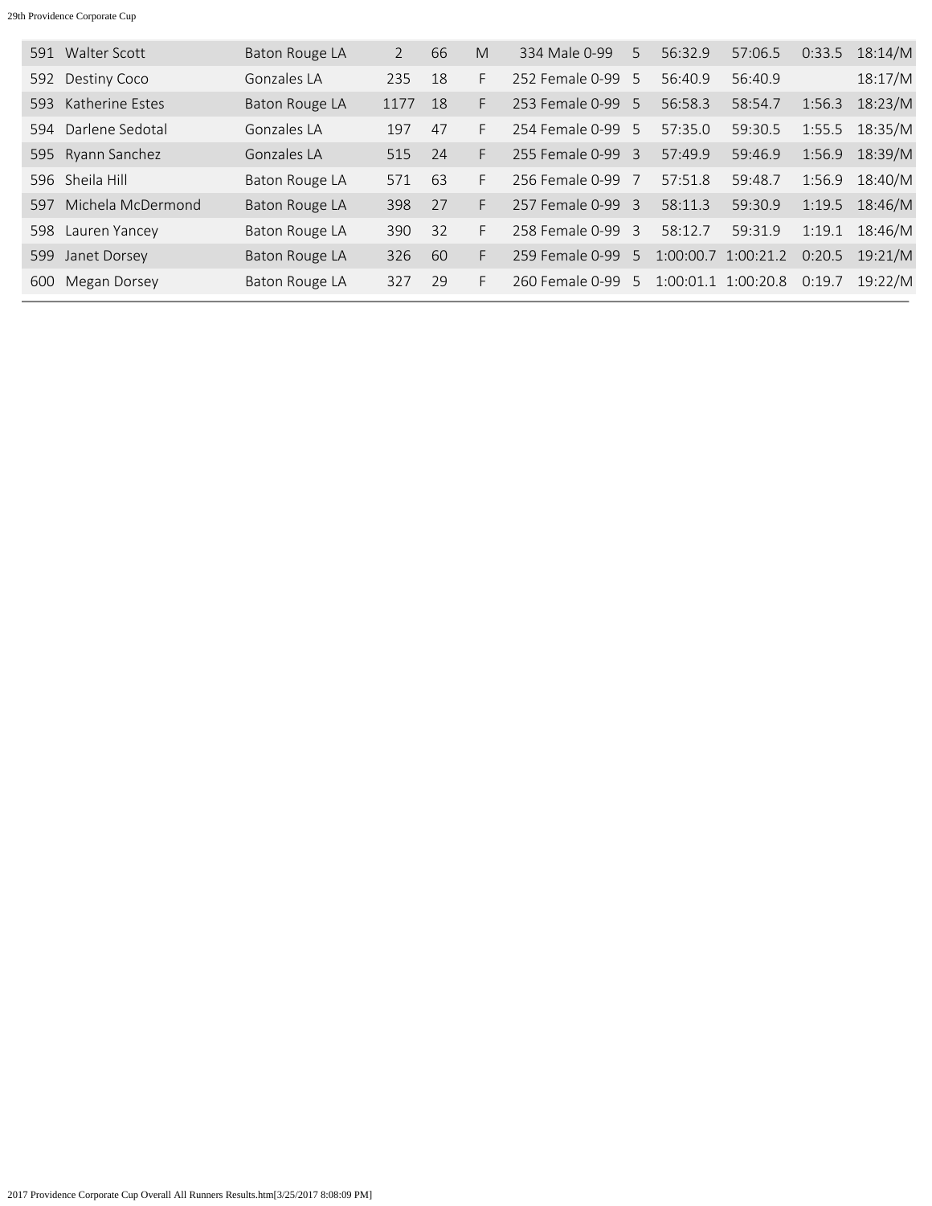| | | | | | | | | | | | | |
|---|---|---|---|---|---|---|---|---|---|---|---|---|
| 591 | Walter Scott | Baton Rouge LA | 2 | 66 | M | 334 Male 0-99 | 5 | 56:32.9 | 57:06.5 | 0:33.5 | 18:14/M |
| 592 | Destiny Coco | Gonzales LA | 235 | 18 | F | 252 Female 0-99 | 5 | 56:40.9 | 56:40.9 | | 18:17/M |
| 593 | Katherine Estes | Baton Rouge LA | 1177 | 18 | F | 253 Female 0-99 | 5 | 56:58.3 | 58:54.7 | 1:56.3 | 18:23/M |
| 594 | Darlene Sedotal | Gonzales LA | 197 | 47 | F | 254 Female 0-99 | 5 | 57:35.0 | 59:30.5 | 1:55.5 | 18:35/M |
| 595 | Ryann Sanchez | Gonzales LA | 515 | 24 | F | 255 Female 0-99 | 3 | 57:49.9 | 59:46.9 | 1:56.9 | 18:39/M |
| 596 | Sheila Hill | Baton Rouge LA | 571 | 63 | F | 256 Female 0-99 | 7 | 57:51.8 | 59:48.7 | 1:56.9 | 18:40/M |
| 597 | Michela McDermond | Baton Rouge LA | 398 | 27 | F | 257 Female 0-99 | 3 | 58:11.3 | 59:30.9 | 1:19.5 | 18:46/M |
| 598 | Lauren Yancey | Baton Rouge LA | 390 | 32 | F | 258 Female 0-99 | 3 | 58:12.7 | 59:31.9 | 1:19.1 | 18:46/M |
| 599 | Janet Dorsey | Baton Rouge LA | 326 | 60 | F | 259 Female 0-99 | 5 | 1:00:00.7 | 1:00:21.2 | 0:20.5 | 19:21/M |
| 600 | Megan Dorsey | Baton Rouge LA | 327 | 29 | F | 260 Female 0-99 | 5 | 1:00:01.1 | 1:00:20.8 | 0:19.7 | 19:22/M |